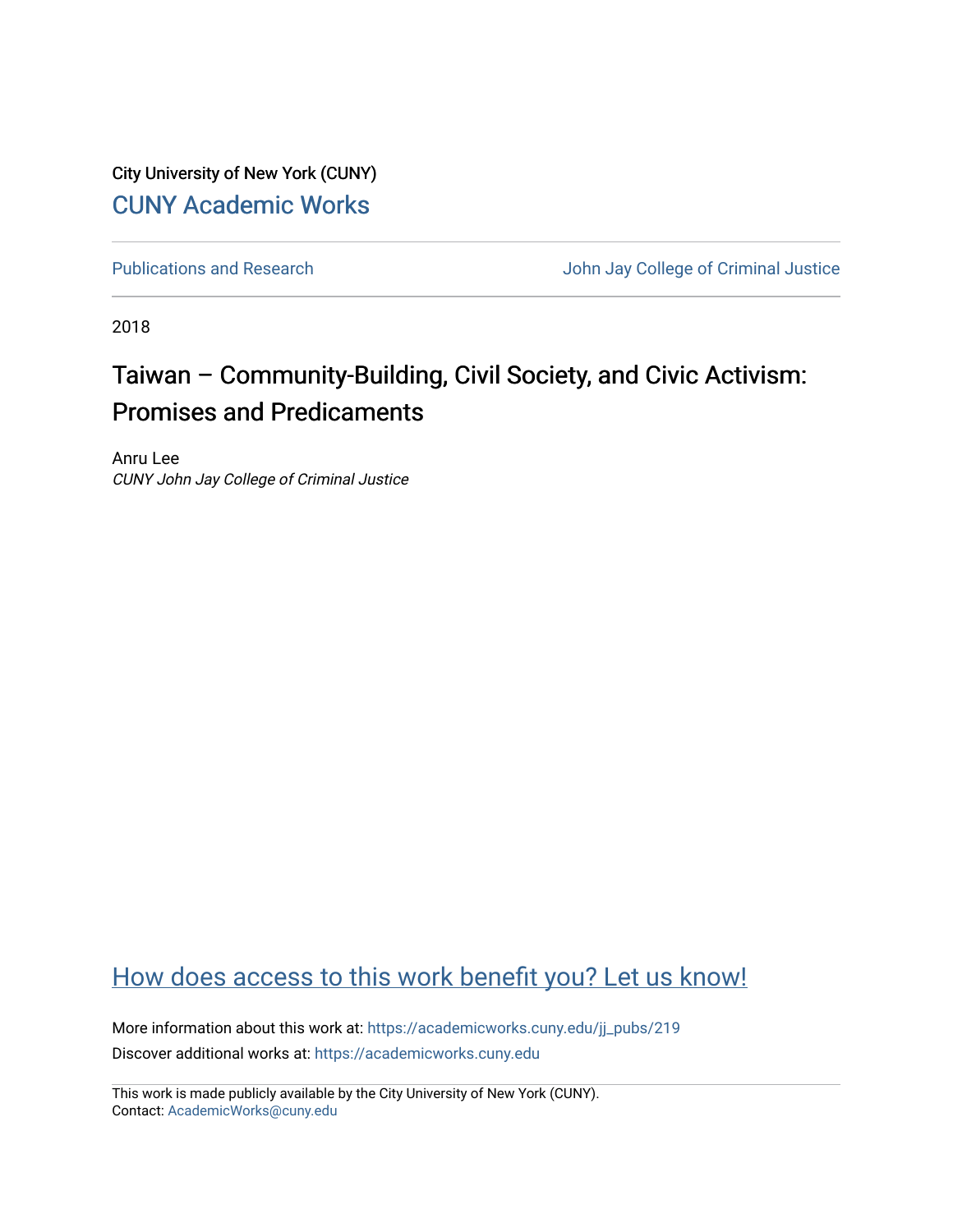City University of New York (CUNY)

[CUNY Academic Works](https://academicworks.cuny.edu)

[Publications and Research](https://academicworks.cuny.edu/jj_pubs) | [John Jay College of Criminal Justice](https://academicworks.cuny.edu/jj)

2018

# Taiwan – Community-Building, Civil Society, and Civic Activism: Promises and Predicaments

Anru Lee
*CUNY John Jay College of Criminal Justice*

[How does access to this work benefit you? Let us know!](https://ols.cuny.edu/academicworks/?ref=https://academicworks.cuny.edu/jj_pubs/219)

More information about this work at: https://academicworks.cuny.edu/jj_pubs/219
Discover additional works at: https://academicworks.cuny.edu

This work is made publicly available by the City University of New York (CUNY).
Contact: AcademicWorks@cuny.edu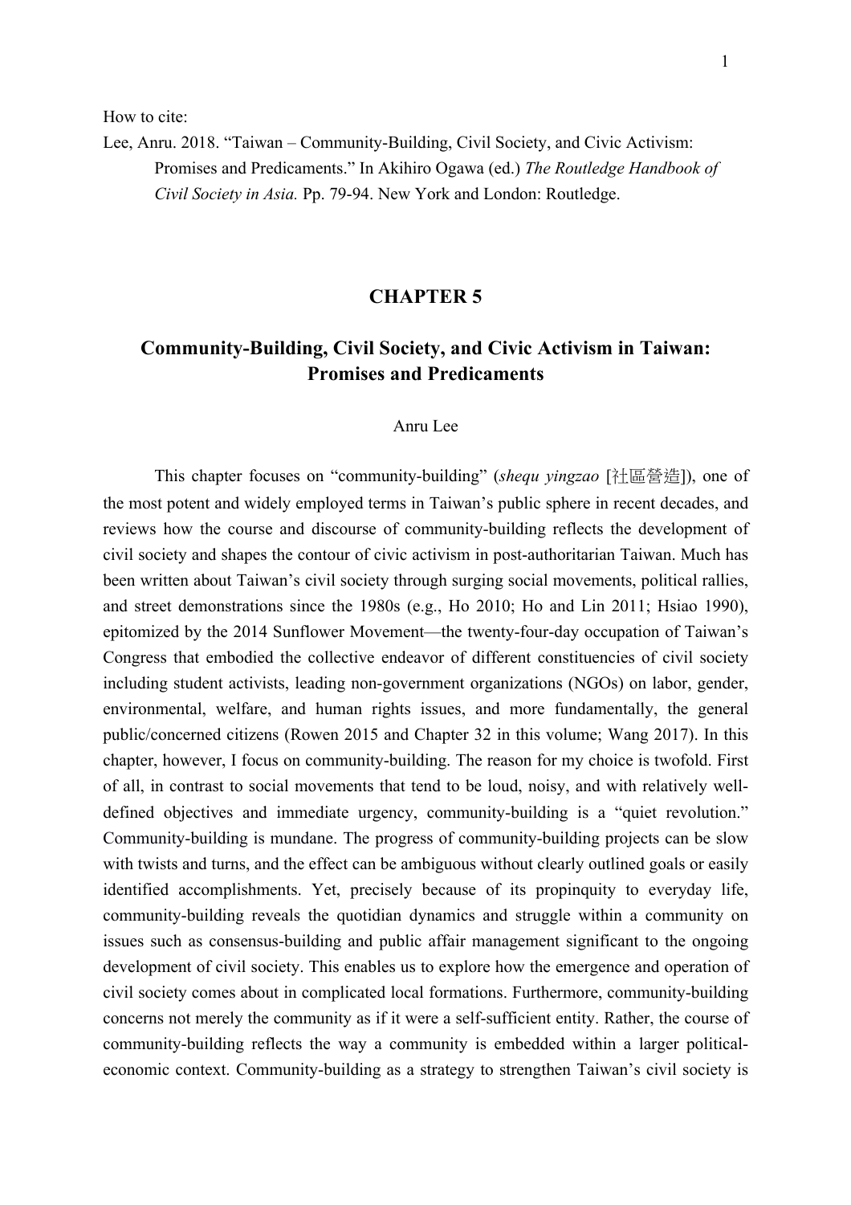How to cite:

Lee, Anru. 2018. "Taiwan – Community-Building, Civil Society, and Civic Activism: Promises and Predicaments." In Akihiro Ogawa (ed.) *The Routledge Handbook of Civil Society in Asia.* Pp. 79-94. New York and London: Routledge.

# CHAPTER 5

# Community-Building, Civil Society, and Civic Activism in Taiwan: Promises and Predicaments

Anru Lee

This chapter focuses on "community-building" (*shequ yingzao* [社區營造]), one of the most potent and widely employed terms in Taiwan's public sphere in recent decades, and reviews how the course and discourse of community-building reflects the development of civil society and shapes the contour of civic activism in post-authoritarian Taiwan. Much has been written about Taiwan's civil society through surging social movements, political rallies, and street demonstrations since the 1980s (e.g., Ho 2010; Ho and Lin 2011; Hsiao 1990), epitomized by the 2014 Sunflower Movement—the twenty-four-day occupation of Taiwan's Congress that embodied the collective endeavor of different constituencies of civil society including student activists, leading non-government organizations (NGOs) on labor, gender, environmental, welfare, and human rights issues, and more fundamentally, the general public/concerned citizens (Rowen 2015 and Chapter 32 in this volume; Wang 2017). In this chapter, however, I focus on community-building. The reason for my choice is twofold. First of all, in contrast to social movements that tend to be loud, noisy, and with relatively well-defined objectives and immediate urgency, community-building is a "quiet revolution." Community-building is mundane. The progress of community-building projects can be slow with twists and turns, and the effect can be ambiguous without clearly outlined goals or easily identified accomplishments. Yet, precisely because of its propinquity to everyday life, community-building reveals the quotidian dynamics and struggle within a community on issues such as consensus-building and public affair management significant to the ongoing development of civil society. This enables us to explore how the emergence and operation of civil society comes about in complicated local formations. Furthermore, community-building concerns not merely the community as if it were a self-sufficient entity. Rather, the course of community-building reflects the way a community is embedded within a larger political-economic context. Community-building as a strategy to strengthen Taiwan's civil society is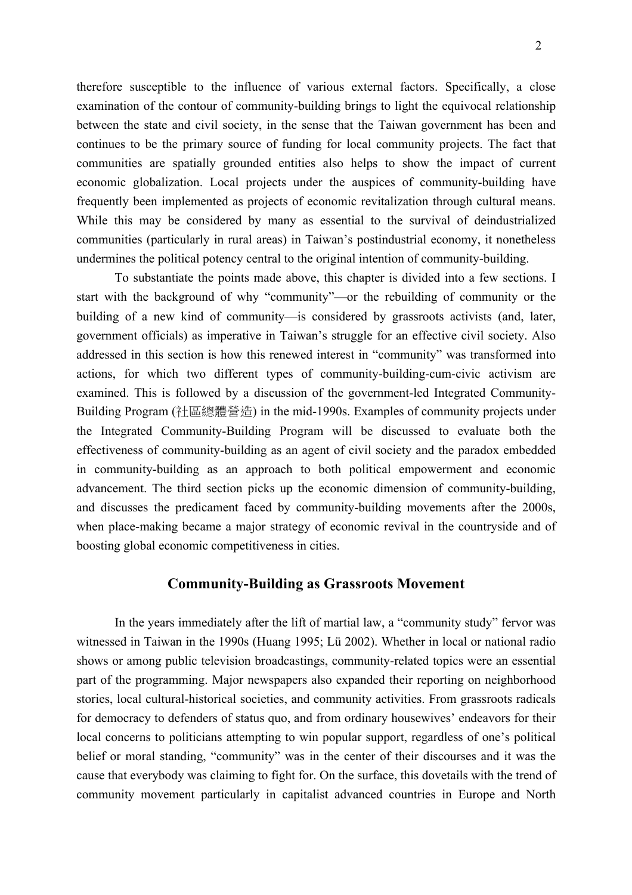therefore susceptible to the influence of various external factors. Specifically, a close examination of the contour of community-building brings to light the equivocal relationship between the state and civil society, in the sense that the Taiwan government has been and continues to be the primary source of funding for local community projects. The fact that communities are spatially grounded entities also helps to show the impact of current economic globalization. Local projects under the auspices of community-building have frequently been implemented as projects of economic revitalization through cultural means. While this may be considered by many as essential to the survival of deindustrialized communities (particularly in rural areas) in Taiwan's postindustrial economy, it nonetheless undermines the political potency central to the original intention of community-building.

To substantiate the points made above, this chapter is divided into a few sections. I start with the background of why "community"—or the rebuilding of community or the building of a new kind of community—is considered by grassroots activists (and, later, government officials) as imperative in Taiwan's struggle for an effective civil society. Also addressed in this section is how this renewed interest in "community" was transformed into actions, for which two different types of community-building-cum-civic activism are examined. This is followed by a discussion of the government-led Integrated Community-Building Program (社區總體營造) in the mid-1990s. Examples of community projects under the Integrated Community-Building Program will be discussed to evaluate both the effectiveness of community-building as an agent of civil society and the paradox embedded in community-building as an approach to both political empowerment and economic advancement. The third section picks up the economic dimension of community-building, and discusses the predicament faced by community-building movements after the 2000s, when place-making became a major strategy of economic revival in the countryside and of boosting global economic competitiveness in cities.

## Community-Building as Grassroots Movement

In the years immediately after the lift of martial law, a "community study" fervor was witnessed in Taiwan in the 1990s (Huang 1995; Lü 2002). Whether in local or national radio shows or among public television broadcastings, community-related topics were an essential part of the programming. Major newspapers also expanded their reporting on neighborhood stories, local cultural-historical societies, and community activities. From grassroots radicals for democracy to defenders of status quo, and from ordinary housewives' endeavors for their local concerns to politicians attempting to win popular support, regardless of one's political belief or moral standing, "community" was in the center of their discourses and it was the cause that everybody was claiming to fight for. On the surface, this dovetails with the trend of community movement particularly in capitalist advanced countries in Europe and North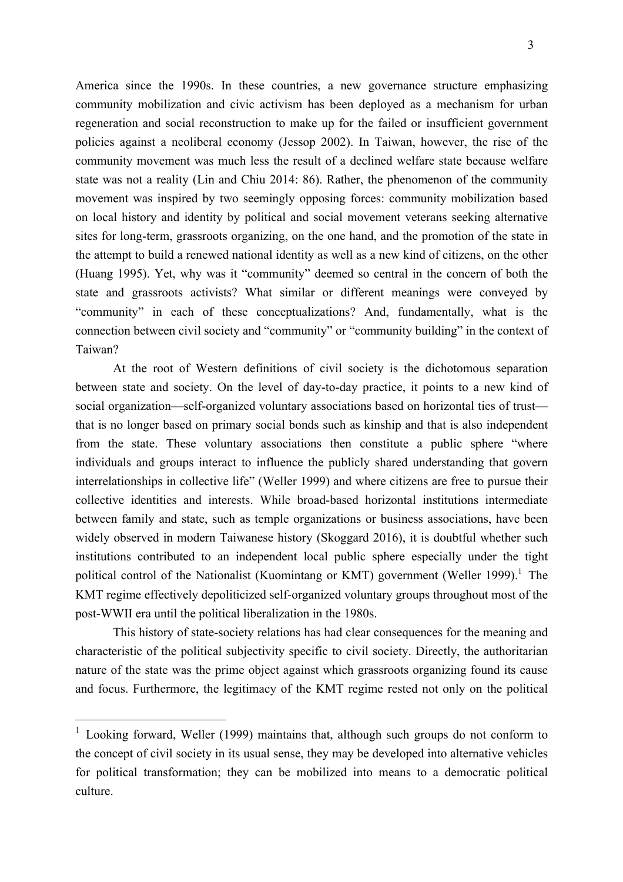America since the 1990s. In these countries, a new governance structure emphasizing community mobilization and civic activism has been deployed as a mechanism for urban regeneration and social reconstruction to make up for the failed or insufficient government policies against a neoliberal economy (Jessop 2002). In Taiwan, however, the rise of the community movement was much less the result of a declined welfare state because welfare state was not a reality (Lin and Chiu 2014: 86). Rather, the phenomenon of the community movement was inspired by two seemingly opposing forces: community mobilization based on local history and identity by political and social movement veterans seeking alternative sites for long-term, grassroots organizing, on the one hand, and the promotion of the state in the attempt to build a renewed national identity as well as a new kind of citizens, on the other (Huang 1995). Yet, why was it "community" deemed so central in the concern of both the state and grassroots activists? What similar or different meanings were conveyed by "community" in each of these conceptualizations? And, fundamentally, what is the connection between civil society and "community" or "community building" in the context of Taiwan?

At the root of Western definitions of civil society is the dichotomous separation between state and society. On the level of day-to-day practice, it points to a new kind of social organization—self-organized voluntary associations based on horizontal ties of trust—that is no longer based on primary social bonds such as kinship and that is also independent from the state. These voluntary associations then constitute a public sphere "where individuals and groups interact to influence the publicly shared understanding that govern interrelationships in collective life" (Weller 1999) and where citizens are free to pursue their collective identities and interests. While broad-based horizontal institutions intermediate between family and state, such as temple organizations or business associations, have been widely observed in modern Taiwanese history (Skoggard 2016), it is doubtful whether such institutions contributed to an independent local public sphere especially under the tight political control of the Nationalist (Kuomintang or KMT) government (Weller 1999).[1] The KMT regime effectively depoliticized self-organized voluntary groups throughout most of the post-WWII era until the political liberalization in the 1980s.

This history of state-society relations has had clear consequences for the meaning and characteristic of the political subjectivity specific to civil society. Directly, the authoritarian nature of the state was the prime object against which grassroots organizing found its cause and focus. Furthermore, the legitimacy of the KMT regime rested not only on the political

[1] Looking forward, Weller (1999) maintains that, although such groups do not conform to the concept of civil society in its usual sense, they may be developed into alternative vehicles for political transformation; they can be mobilized into means to a democratic political culture.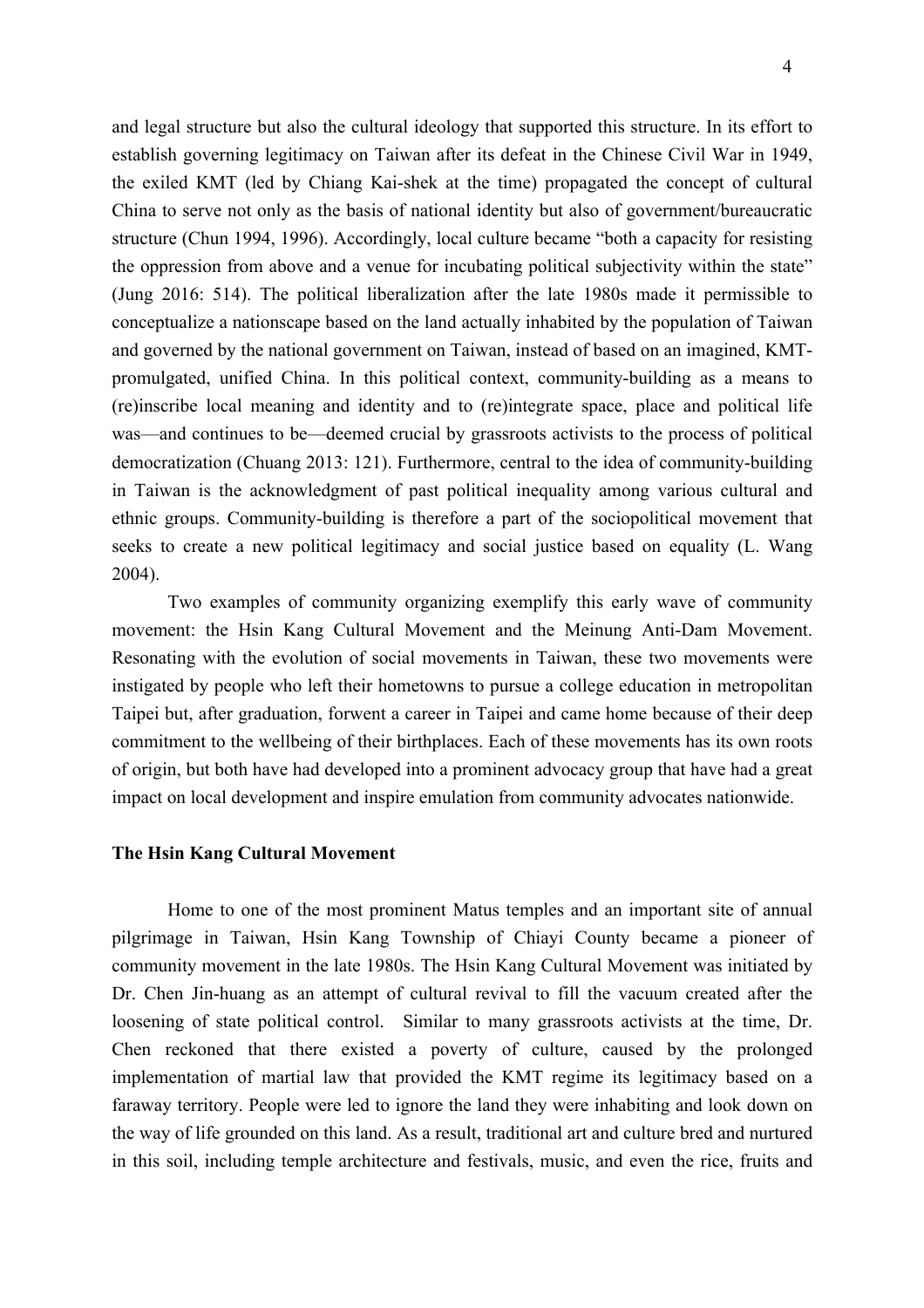and legal structure but also the cultural ideology that supported this structure. In its effort to establish governing legitimacy on Taiwan after its defeat in the Chinese Civil War in 1949, the exiled KMT (led by Chiang Kai-shek at the time) propagated the concept of cultural China to serve not only as the basis of national identity but also of government/bureaucratic structure (Chun 1994, 1996). Accordingly, local culture became "both a capacity for resisting the oppression from above and a venue for incubating political subjectivity within the state" (Jung 2016: 514). The political liberalization after the late 1980s made it permissible to conceptualize a nationscape based on the land actually inhabited by the population of Taiwan and governed by the national government on Taiwan, instead of based on an imagined, KMT-promulgated, unified China. In this political context, community-building as a means to (re)inscribe local meaning and identity and to (re)integrate space, place and political life was—and continues to be—deemed crucial by grassroots activists to the process of political democratization (Chuang 2013: 121). Furthermore, central to the idea of community-building in Taiwan is the acknowledgment of past political inequality among various cultural and ethnic groups. Community-building is therefore a part of the sociopolitical movement that seeks to create a new political legitimacy and social justice based on equality (L. Wang 2004).

Two examples of community organizing exemplify this early wave of community movement: the Hsin Kang Cultural Movement and the Meinung Anti-Dam Movement. Resonating with the evolution of social movements in Taiwan, these two movements were instigated by people who left their hometowns to pursue a college education in metropolitan Taipei but, after graduation, forwent a career in Taipei and came home because of their deep commitment to the wellbeing of their birthplaces. Each of these movements has its own roots of origin, but both have had developed into a prominent advocacy group that have had a great impact on local development and inspire emulation from community advocates nationwide.

### The Hsin Kang Cultural Movement

Home to one of the most prominent Matus temples and an important site of annual pilgrimage in Taiwan, Hsin Kang Township of Chiayi County became a pioneer of community movement in the late 1980s. The Hsin Kang Cultural Movement was initiated by Dr. Chen Jin-huang as an attempt of cultural revival to fill the vacuum created after the loosening of state political control. Similar to many grassroots activists at the time, Dr. Chen reckoned that there existed a poverty of culture, caused by the prolonged implementation of martial law that provided the KMT regime its legitimacy based on a faraway territory. People were led to ignore the land they were inhabiting and look down on the way of life grounded on this land. As a result, traditional art and culture bred and nurtured in this soil, including temple architecture and festivals, music, and even the rice, fruits and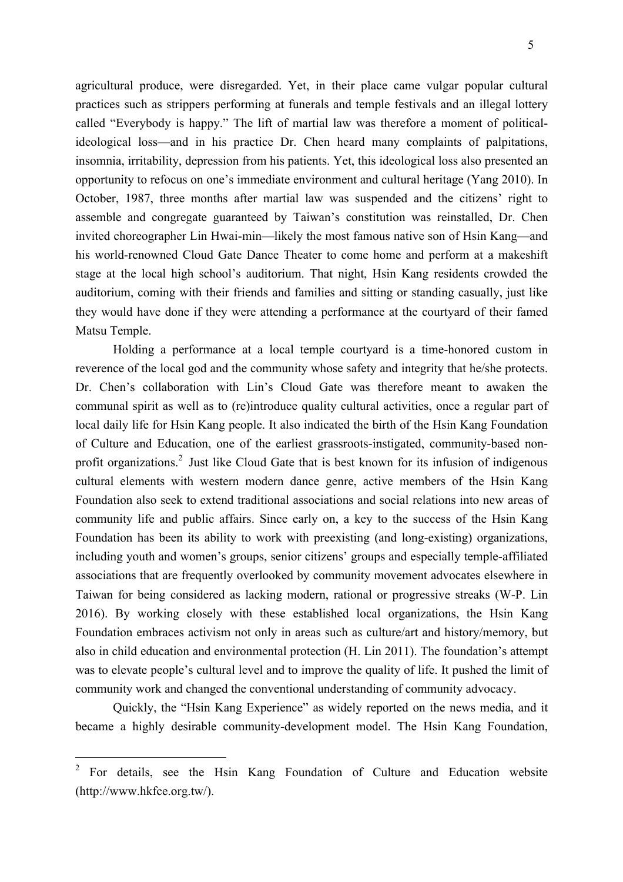agricultural produce, were disregarded. Yet, in their place came vulgar popular cultural practices such as strippers performing at funerals and temple festivals and an illegal lottery called "Everybody is happy." The lift of martial law was therefore a moment of political-ideological loss—and in his practice Dr. Chen heard many complaints of palpitations, insomnia, irritability, depression from his patients. Yet, this ideological loss also presented an opportunity to refocus on one's immediate environment and cultural heritage (Yang 2010). In October, 1987, three months after martial law was suspended and the citizens' right to assemble and congregate guaranteed by Taiwan's constitution was reinstalled, Dr. Chen invited choreographer Lin Hwai-min—likely the most famous native son of Hsin Kang—and his world-renowned Cloud Gate Dance Theater to come home and perform at a makeshift stage at the local high school's auditorium. That night, Hsin Kang residents crowded the auditorium, coming with their friends and families and sitting or standing casually, just like they would have done if they were attending a performance at the courtyard of their famed Matsu Temple.

Holding a performance at a local temple courtyard is a time-honored custom in reverence of the local god and the community whose safety and integrity that he/she protects. Dr. Chen's collaboration with Lin's Cloud Gate was therefore meant to awaken the communal spirit as well as to (re)introduce quality cultural activities, once a regular part of local daily life for Hsin Kang people. It also indicated the birth of the Hsin Kang Foundation of Culture and Education, one of the earliest grassroots-instigated, community-based non-profit organizations.[2] Just like Cloud Gate that is best known for its infusion of indigenous cultural elements with western modern dance genre, active members of the Hsin Kang Foundation also seek to extend traditional associations and social relations into new areas of community life and public affairs. Since early on, a key to the success of the Hsin Kang Foundation has been its ability to work with preexisting (and long-existing) organizations, including youth and women's groups, senior citizens' groups and especially temple-affiliated associations that are frequently overlooked by community movement advocates elsewhere in Taiwan for being considered as lacking modern, rational or progressive streaks (W-P. Lin 2016). By working closely with these established local organizations, the Hsin Kang Foundation embraces activism not only in areas such as culture/art and history/memory, but also in child education and environmental protection (H. Lin 2011). The foundation's attempt was to elevate people's cultural level and to improve the quality of life. It pushed the limit of community work and changed the conventional understanding of community advocacy.

Quickly, the "Hsin Kang Experience" as widely reported on the news media, and it became a highly desirable community-development model. The Hsin Kang Foundation,

---

[2] For details, see the Hsin Kang Foundation of Culture and Education website (http://www.hkfce.org.tw/).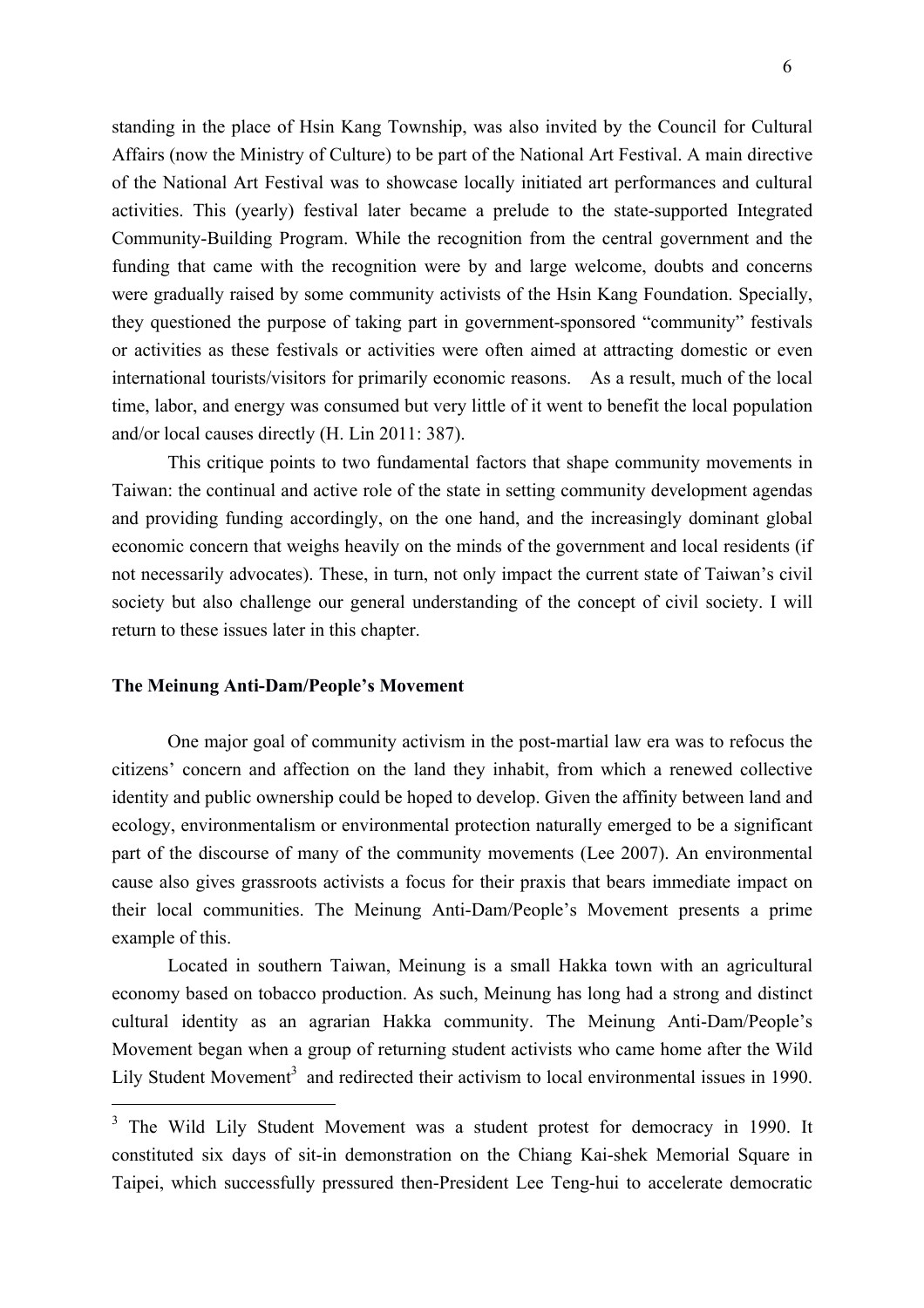standing in the place of Hsin Kang Township, was also invited by the Council for Cultural Affairs (now the Ministry of Culture) to be part of the National Art Festival. A main directive of the National Art Festival was to showcase locally initiated art performances and cultural activities. This (yearly) festival later became a prelude to the state-supported Integrated Community-Building Program. While the recognition from the central government and the funding that came with the recognition were by and large welcome, doubts and concerns were gradually raised by some community activists of the Hsin Kang Foundation. Specially, they questioned the purpose of taking part in government-sponsored "community" festivals or activities as these festivals or activities were often aimed at attracting domestic or even international tourists/visitors for primarily economic reasons. As a result, much of the local time, labor, and energy was consumed but very little of it went to benefit the local population and/or local causes directly (H. Lin 2011: 387).

This critique points to two fundamental factors that shape community movements in Taiwan: the continual and active role of the state in setting community development agendas and providing funding accordingly, on the one hand, and the increasingly dominant global economic concern that weighs heavily on the minds of the government and local residents (if not necessarily advocates). These, in turn, not only impact the current state of Taiwan's civil society but also challenge our general understanding of the concept of civil society. I will return to these issues later in this chapter.

**The Meinung Anti-Dam/People's Movement**

One major goal of community activism in the post-martial law era was to refocus the citizens' concern and affection on the land they inhabit, from which a renewed collective identity and public ownership could be hoped to develop. Given the affinity between land and ecology, environmentalism or environmental protection naturally emerged to be a significant part of the discourse of many of the community movements (Lee 2007). An environmental cause also gives grassroots activists a focus for their praxis that bears immediate impact on their local communities. The Meinung Anti-Dam/People's Movement presents a prime example of this.

Located in southern Taiwan, Meinung is a small Hakka town with an agricultural economy based on tobacco production. As such, Meinung has long had a strong and distinct cultural identity as an agrarian Hakka community. The Meinung Anti-Dam/People's Movement began when a group of returning student activists who came home after the Wild Lily Student Movement[3] and redirected their activism to local environmental issues in 1990.

[3] The Wild Lily Student Movement was a student protest for democracy in 1990. It constituted six days of sit-in demonstration on the Chiang Kai-shek Memorial Square in Taipei, which successfully pressured then-President Lee Teng-hui to accelerate democratic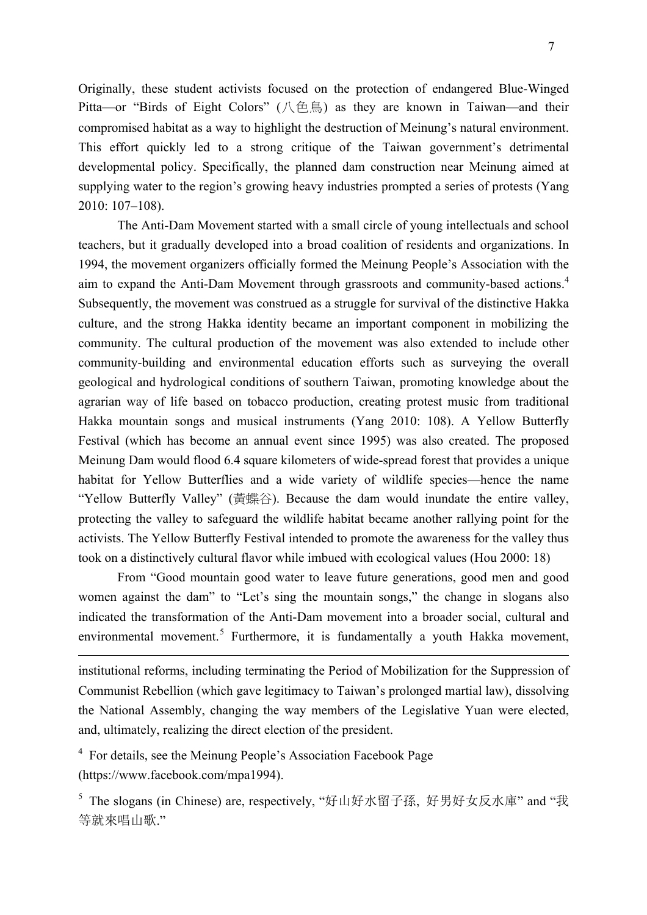Originally, these student activists focused on the protection of endangered Blue-Winged Pitta—or "Birds of Eight Colors" (八色鳥) as they are known in Taiwan—and their compromised habitat as a way to highlight the destruction of Meinung's natural environment. This effort quickly led to a strong critique of the Taiwan government's detrimental developmental policy. Specifically, the planned dam construction near Meinung aimed at supplying water to the region's growing heavy industries prompted a series of protests (Yang 2010: 107–108).

The Anti-Dam Movement started with a small circle of young intellectuals and school teachers, but it gradually developed into a broad coalition of residents and organizations. In 1994, the movement organizers officially formed the Meinung People's Association with the aim to expand the Anti-Dam Movement through grassroots and community-based actions.[4] Subsequently, the movement was construed as a struggle for survival of the distinctive Hakka culture, and the strong Hakka identity became an important component in mobilizing the community. The cultural production of the movement was also extended to include other community-building and environmental education efforts such as surveying the overall geological and hydrological conditions of southern Taiwan, promoting knowledge about the agrarian way of life based on tobacco production, creating protest music from traditional Hakka mountain songs and musical instruments (Yang 2010: 108). A Yellow Butterfly Festival (which has become an annual event since 1995) was also created. The proposed Meinung Dam would flood 6.4 square kilometers of wide-spread forest that provides a unique habitat for Yellow Butterflies and a wide variety of wildlife species—hence the name "Yellow Butterfly Valley" (黃蝶谷). Because the dam would inundate the entire valley, protecting the valley to safeguard the wildlife habitat became another rallying point for the activists. The Yellow Butterfly Festival intended to promote the awareness for the valley thus took on a distinctively cultural flavor while imbued with ecological values (Hou 2000: 18)

From "Good mountain good water to leave future generations, good men and good women against the dam" to "Let's sing the mountain songs," the change in slogans also indicated the transformation of the Anti-Dam movement into a broader social, cultural and environmental movement.[5] Furthermore, it is fundamentally a youth Hakka movement,

---

institutional reforms, including terminating the Period of Mobilization for the Suppression of Communist Rebellion (which gave legitimacy to Taiwan's prolonged martial law), dissolving the National Assembly, changing the way members of the Legislative Yuan were elected, and, ultimately, realizing the direct election of the president.

[4] For details, see the Meinung People's Association Facebook Page (https://www.facebook.com/mpa1994).

[5] The slogans (in Chinese) are, respectively, "好山好水留子孫, 好男好女反水庫" and "我等就來唱山歌."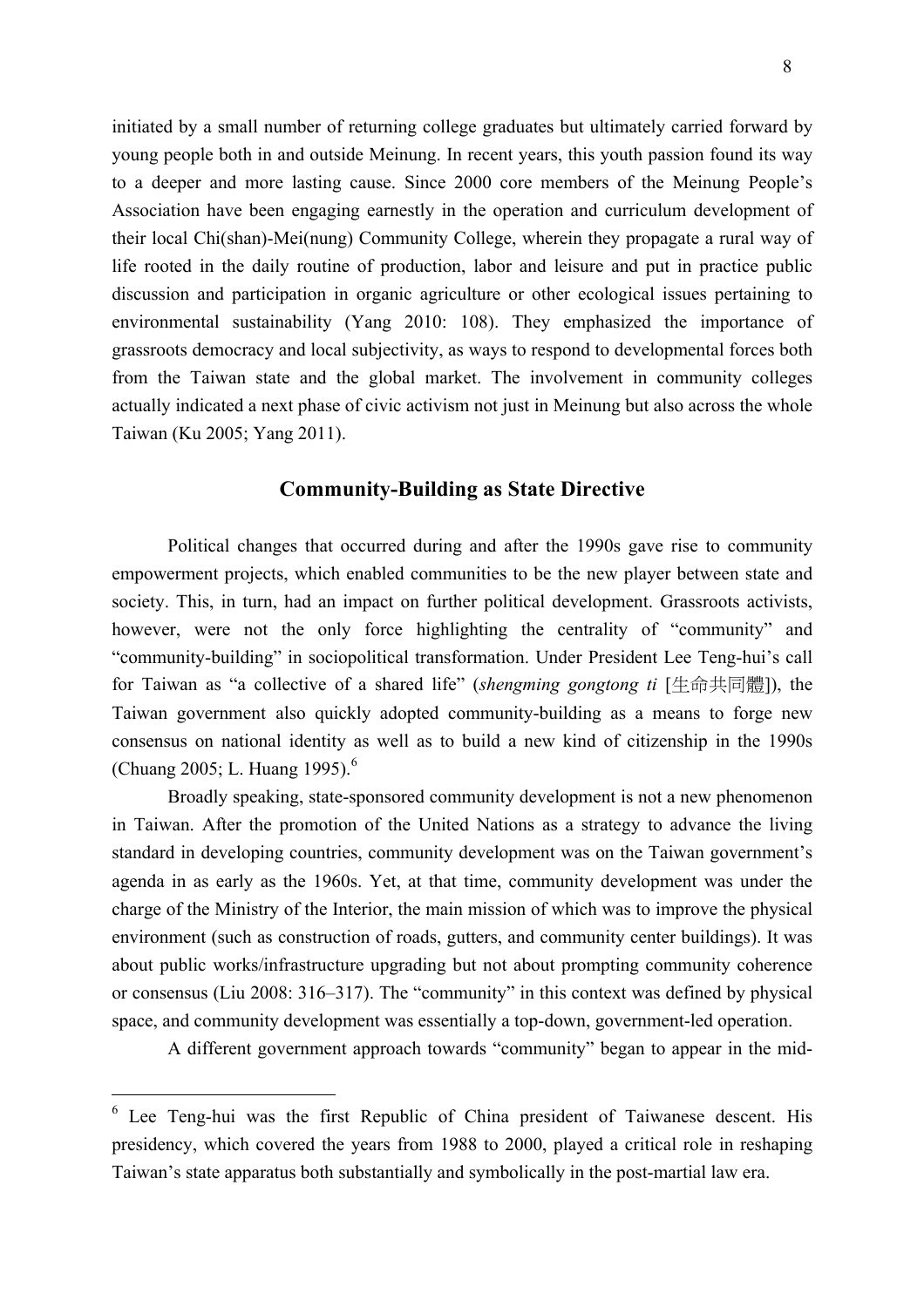initiated by a small number of returning college graduates but ultimately carried forward by young people both in and outside Meinung. In recent years, this youth passion found its way to a deeper and more lasting cause. Since 2000 core members of the Meinung People's Association have been engaging earnestly in the operation and curriculum development of their local Chi(shan)-Mei(nung) Community College, wherein they propagate a rural way of life rooted in the daily routine of production, labor and leisure and put in practice public discussion and participation in organic agriculture or other ecological issues pertaining to environmental sustainability (Yang 2010: 108). They emphasized the importance of grassroots democracy and local subjectivity, as ways to respond to developmental forces both from the Taiwan state and the global market. The involvement in community colleges actually indicated a next phase of civic activism not just in Meinung but also across the whole Taiwan (Ku 2005; Yang 2011).

## Community-Building as State Directive

Political changes that occurred during and after the 1990s gave rise to community empowerment projects, which enabled communities to be the new player between state and society. This, in turn, had an impact on further political development. Grassroots activists, however, were not the only force highlighting the centrality of "community" and "community-building" in sociopolitical transformation. Under President Lee Teng-hui's call for Taiwan as "a collective of a shared life" (*shengming gongtong ti* [生命共同體]), the Taiwan government also quickly adopted community-building as a means to forge new consensus on national identity as well as to build a new kind of citizenship in the 1990s (Chuang 2005; L. Huang 1995).[6]

Broadly speaking, state-sponsored community development is not a new phenomenon in Taiwan. After the promotion of the United Nations as a strategy to advance the living standard in developing countries, community development was on the Taiwan government's agenda in as early as the 1960s. Yet, at that time, community development was under the charge of the Ministry of the Interior, the main mission of which was to improve the physical environment (such as construction of roads, gutters, and community center buildings). It was about public works/infrastructure upgrading but not about prompting community coherence or consensus (Liu 2008: 316–317). The "community" in this context was defined by physical space, and community development was essentially a top-down, government-led operation.

A different government approach towards "community" began to appear in the mid-

---

[6] Lee Teng-hui was the first Republic of China president of Taiwanese descent. His presidency, which covered the years from 1988 to 2000, played a critical role in reshaping Taiwan's state apparatus both substantially and symbolically in the post-martial law era.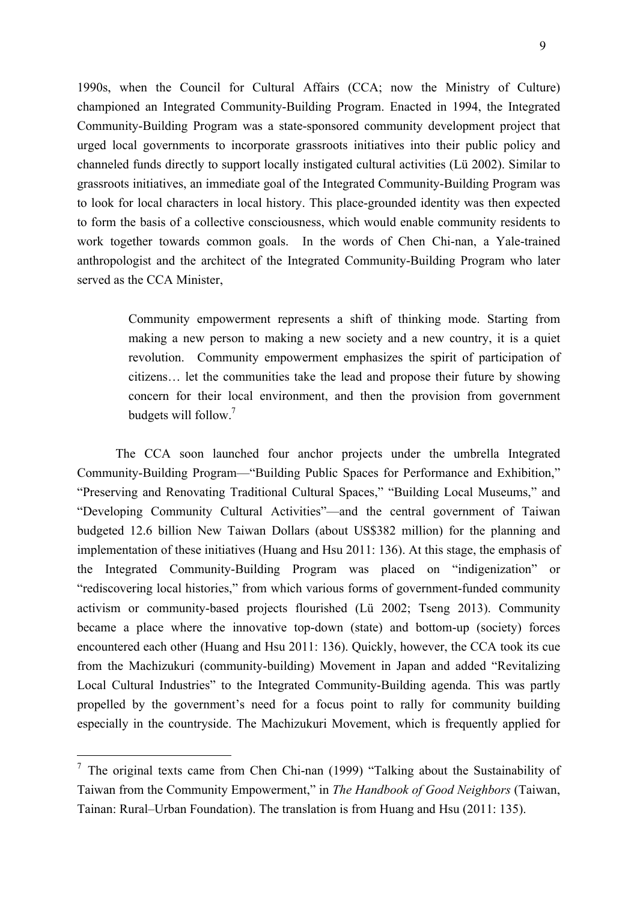1990s, when the Council for Cultural Affairs (CCA; now the Ministry of Culture) championed an Integrated Community-Building Program. Enacted in 1994, the Integrated Community-Building Program was a state-sponsored community development project that urged local governments to incorporate grassroots initiatives into their public policy and channeled funds directly to support locally instigated cultural activities (Lü 2002). Similar to grassroots initiatives, an immediate goal of the Integrated Community-Building Program was to look for local characters in local history. This place-grounded identity was then expected to form the basis of a collective consciousness, which would enable community residents to work together towards common goals. In the words of Chen Chi-nan, a Yale-trained anthropologist and the architect of the Integrated Community-Building Program who later served as the CCA Minister,

> Community empowerment represents a shift of thinking mode. Starting from making a new person to making a new society and a new country, it is a quiet revolution. Community empowerment emphasizes the spirit of participation of citizens… let the communities take the lead and propose their future by showing concern for their local environment, and then the provision from government budgets will follow.[7]

The CCA soon launched four anchor projects under the umbrella Integrated Community-Building Program—"Building Public Spaces for Performance and Exhibition," "Preserving and Renovating Traditional Cultural Spaces," "Building Local Museums," and "Developing Community Cultural Activities"—and the central government of Taiwan budgeted 12.6 billion New Taiwan Dollars (about US$382 million) for the planning and implementation of these initiatives (Huang and Hsu 2011: 136). At this stage, the emphasis of the Integrated Community-Building Program was placed on "indigenization" or "rediscovering local histories," from which various forms of government-funded community activism or community-based projects flourished (Lü 2002; Tseng 2013). Community became a place where the innovative top-down (state) and bottom-up (society) forces encountered each other (Huang and Hsu 2011: 136). Quickly, however, the CCA took its cue from the Machizukuri (community-building) Movement in Japan and added "Revitalizing Local Cultural Industries" to the Integrated Community-Building agenda. This was partly propelled by the government's need for a focus point to rally for community building especially in the countryside. The Machizukuri Movement, which is frequently applied for

[7] The original texts came from Chen Chi-nan (1999) "Talking about the Sustainability of Taiwan from the Community Empowerment," in *The Handbook of Good Neighbors* (Taiwan, Tainan: Rural–Urban Foundation). The translation is from Huang and Hsu (2011: 135).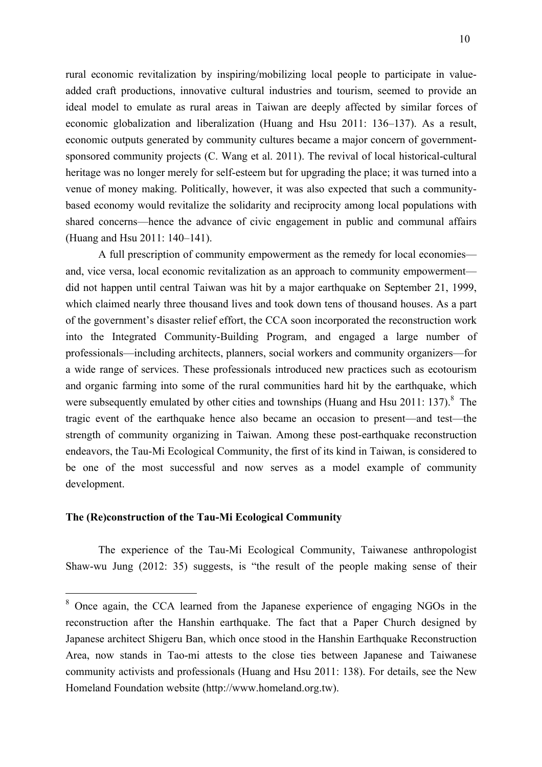rural economic revitalization by inspiring/mobilizing local people to participate in value-added craft productions, innovative cultural industries and tourism, seemed to provide an ideal model to emulate as rural areas in Taiwan are deeply affected by similar forces of economic globalization and liberalization (Huang and Hsu 2011: 136–137). As a result, economic outputs generated by community cultures became a major concern of government-sponsored community projects (C. Wang et al. 2011). The revival of local historical-cultural heritage was no longer merely for self-esteem but for upgrading the place; it was turned into a venue of money making. Politically, however, it was also expected that such a community-based economy would revitalize the solidarity and reciprocity among local populations with shared concerns—hence the advance of civic engagement in public and communal affairs (Huang and Hsu 2011: 140–141).

A full prescription of community empowerment as the remedy for local economies—and, vice versa, local economic revitalization as an approach to community empowerment—did not happen until central Taiwan was hit by a major earthquake on September 21, 1999, which claimed nearly three thousand lives and took down tens of thousand houses. As a part of the government's disaster relief effort, the CCA soon incorporated the reconstruction work into the Integrated Community-Building Program, and engaged a large number of professionals—including architects, planners, social workers and community organizers—for a wide range of services. These professionals introduced new practices such as ecotourism and organic farming into some of the rural communities hard hit by the earthquake, which were subsequently emulated by other cities and townships (Huang and Hsu 2011: 137).[8] The tragic event of the earthquake hence also became an occasion to present—and test—the strength of community organizing in Taiwan. Among these post-earthquake reconstruction endeavors, the Tau-Mi Ecological Community, the first of its kind in Taiwan, is considered to be one of the most successful and now serves as a model example of community development.

**The (Re)construction of the Tau-Mi Ecological Community**

The experience of the Tau-Mi Ecological Community, Taiwanese anthropologist Shaw-wu Jung (2012: 35) suggests, is "the result of the people making sense of their

---

[8] Once again, the CCA learned from the Japanese experience of engaging NGOs in the reconstruction after the Hanshin earthquake. The fact that a Paper Church designed by Japanese architect Shigeru Ban, which once stood in the Hanshin Earthquake Reconstruction Area, now stands in Tao-mi attests to the close ties between Japanese and Taiwanese community activists and professionals (Huang and Hsu 2011: 138). For details, see the New Homeland Foundation website (http://www.homeland.org.tw).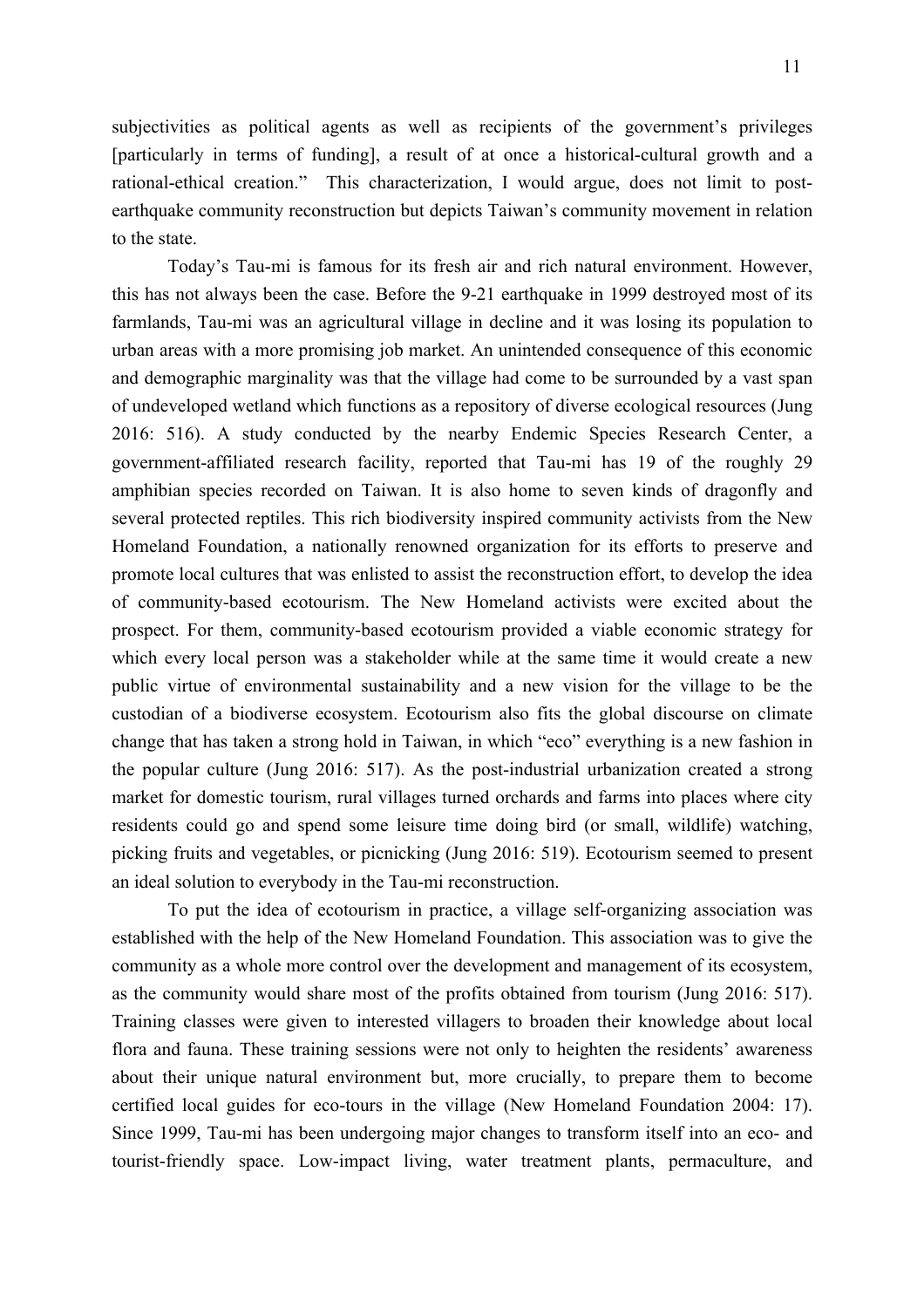subjectivities as political agents as well as recipients of the government's privileges [particularly in terms of funding], a result of at once a historical-cultural growth and a rational-ethical creation." This characterization, I would argue, does not limit to post-earthquake community reconstruction but depicts Taiwan's community movement in relation to the state.

Today's Tau-mi is famous for its fresh air and rich natural environment. However, this has not always been the case. Before the 9-21 earthquake in 1999 destroyed most of its farmlands, Tau-mi was an agricultural village in decline and it was losing its population to urban areas with a more promising job market. An unintended consequence of this economic and demographic marginality was that the village had come to be surrounded by a vast span of undeveloped wetland which functions as a repository of diverse ecological resources (Jung 2016: 516). A study conducted by the nearby Endemic Species Research Center, a government-affiliated research facility, reported that Tau-mi has 19 of the roughly 29 amphibian species recorded on Taiwan. It is also home to seven kinds of dragonfly and several protected reptiles. This rich biodiversity inspired community activists from the New Homeland Foundation, a nationally renowned organization for its efforts to preserve and promote local cultures that was enlisted to assist the reconstruction effort, to develop the idea of community-based ecotourism. The New Homeland activists were excited about the prospect. For them, community-based ecotourism provided a viable economic strategy for which every local person was a stakeholder while at the same time it would create a new public virtue of environmental sustainability and a new vision for the village to be the custodian of a biodiverse ecosystem. Ecotourism also fits the global discourse on climate change that has taken a strong hold in Taiwan, in which "eco" everything is a new fashion in the popular culture (Jung 2016: 517). As the post-industrial urbanization created a strong market for domestic tourism, rural villages turned orchards and farms into places where city residents could go and spend some leisure time doing bird (or small, wildlife) watching, picking fruits and vegetables, or picnicking (Jung 2016: 519). Ecotourism seemed to present an ideal solution to everybody in the Tau-mi reconstruction.

To put the idea of ecotourism in practice, a village self-organizing association was established with the help of the New Homeland Foundation. This association was to give the community as a whole more control over the development and management of its ecosystem, as the community would share most of the profits obtained from tourism (Jung 2016: 517). Training classes were given to interested villagers to broaden their knowledge about local flora and fauna. These training sessions were not only to heighten the residents' awareness about their unique natural environment but, more crucially, to prepare them to become certified local guides for eco-tours in the village (New Homeland Foundation 2004: 17). Since 1999, Tau-mi has been undergoing major changes to transform itself into an eco- and tourist-friendly space. Low-impact living, water treatment plants, permaculture, and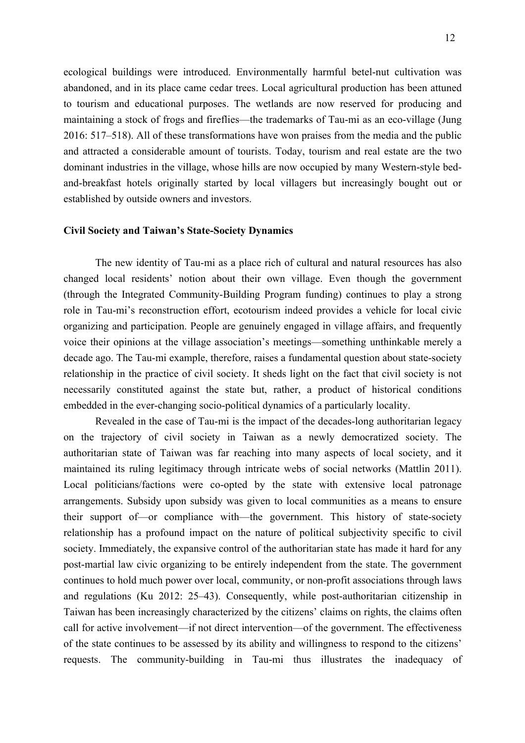ecological buildings were introduced. Environmentally harmful betel-nut cultivation was abandoned, and in its place came cedar trees. Local agricultural production has been attuned to tourism and educational purposes. The wetlands are now reserved for producing and maintaining a stock of frogs and fireflies—the trademarks of Tau-mi as an eco-village (Jung 2016: 517–518). All of these transformations have won praises from the media and the public and attracted a considerable amount of tourists. Today, tourism and real estate are the two dominant industries in the village, whose hills are now occupied by many Western-style bed-and-breakfast hotels originally started by local villagers but increasingly bought out or established by outside owners and investors.

**Civil Society and Taiwan's State-Society Dynamics**

The new identity of Tau-mi as a place rich of cultural and natural resources has also changed local residents' notion about their own village. Even though the government (through the Integrated Community-Building Program funding) continues to play a strong role in Tau-mi's reconstruction effort, ecotourism indeed provides a vehicle for local civic organizing and participation. People are genuinely engaged in village affairs, and frequently voice their opinions at the village association's meetings—something unthinkable merely a decade ago. The Tau-mi example, therefore, raises a fundamental question about state-society relationship in the practice of civil society. It sheds light on the fact that civil society is not necessarily constituted against the state but, rather, a product of historical conditions embedded in the ever-changing socio-political dynamics of a particularly locality.

Revealed in the case of Tau-mi is the impact of the decades-long authoritarian legacy on the trajectory of civil society in Taiwan as a newly democratized society. The authoritarian state of Taiwan was far reaching into many aspects of local society, and it maintained its ruling legitimacy through intricate webs of social networks (Mattlin 2011). Local politicians/factions were co-opted by the state with extensive local patronage arrangements. Subsidy upon subsidy was given to local communities as a means to ensure their support of—or compliance with—the government. This history of state-society relationship has a profound impact on the nature of political subjectivity specific to civil society. Immediately, the expansive control of the authoritarian state has made it hard for any post-martial law civic organizing to be entirely independent from the state. The government continues to hold much power over local, community, or non-profit associations through laws and regulations (Ku 2012: 25–43). Consequently, while post-authoritarian citizenship in Taiwan has been increasingly characterized by the citizens' claims on rights, the claims often call for active involvement—if not direct intervention—of the government. The effectiveness of the state continues to be assessed by its ability and willingness to respond to the citizens' requests. The community-building in Tau-mi thus illustrates the inadequacy of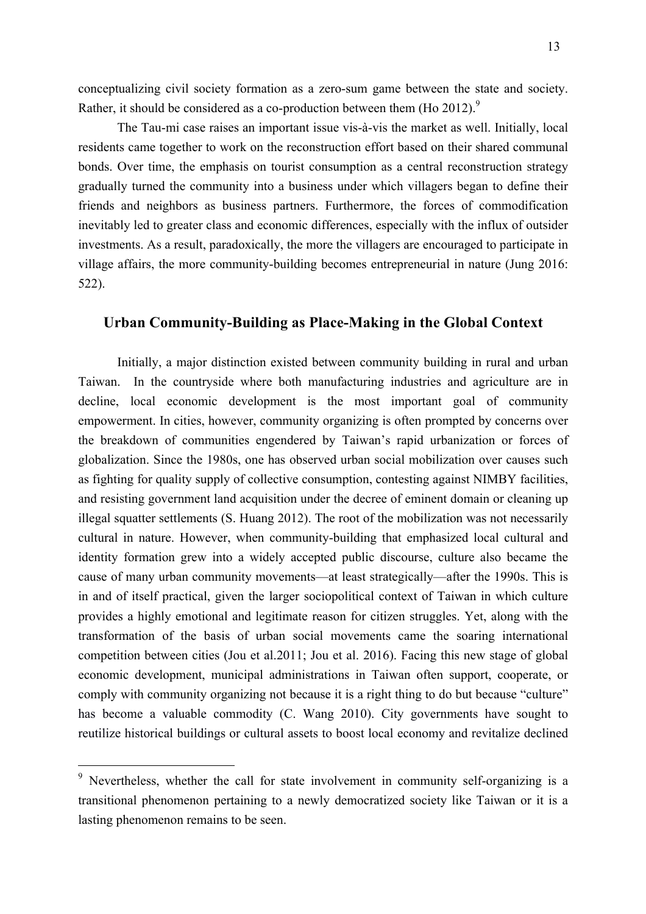conceptualizing civil society formation as a zero-sum game between the state and society. Rather, it should be considered as a co-production between them (Ho 2012).[9]

The Tau-mi case raises an important issue vis-à-vis the market as well. Initially, local residents came together to work on the reconstruction effort based on their shared communal bonds. Over time, the emphasis on tourist consumption as a central reconstruction strategy gradually turned the community into a business under which villagers began to define their friends and neighbors as business partners. Furthermore, the forces of commodification inevitably led to greater class and economic differences, especially with the influx of outsider investments. As a result, paradoxically, the more the villagers are encouraged to participate in village affairs, the more community-building becomes entrepreneurial in nature (Jung 2016: 522).

## Urban Community-Building as Place-Making in the Global Context

Initially, a major distinction existed between community building in rural and urban Taiwan. In the countryside where both manufacturing industries and agriculture are in decline, local economic development is the most important goal of community empowerment. In cities, however, community organizing is often prompted by concerns over the breakdown of communities engendered by Taiwan's rapid urbanization or forces of globalization. Since the 1980s, one has observed urban social mobilization over causes such as fighting for quality supply of collective consumption, contesting against NIMBY facilities, and resisting government land acquisition under the decree of eminent domain or cleaning up illegal squatter settlements (S. Huang 2012). The root of the mobilization was not necessarily cultural in nature. However, when community-building that emphasized local cultural and identity formation grew into a widely accepted public discourse, culture also became the cause of many urban community movements—at least strategically—after the 1990s. This is in and of itself practical, given the larger sociopolitical context of Taiwan in which culture provides a highly emotional and legitimate reason for citizen struggles. Yet, along with the transformation of the basis of urban social movements came the soaring international competition between cities (Jou et al.2011; Jou et al. 2016). Facing this new stage of global economic development, municipal administrations in Taiwan often support, cooperate, or comply with community organizing not because it is a right thing to do but because "culture" has become a valuable commodity (C. Wang 2010). City governments have sought to reutilize historical buildings or cultural assets to boost local economy and revitalize declined

[9] Nevertheless, whether the call for state involvement in community self-organizing is a transitional phenomenon pertaining to a newly democratized society like Taiwan or it is a lasting phenomenon remains to be seen.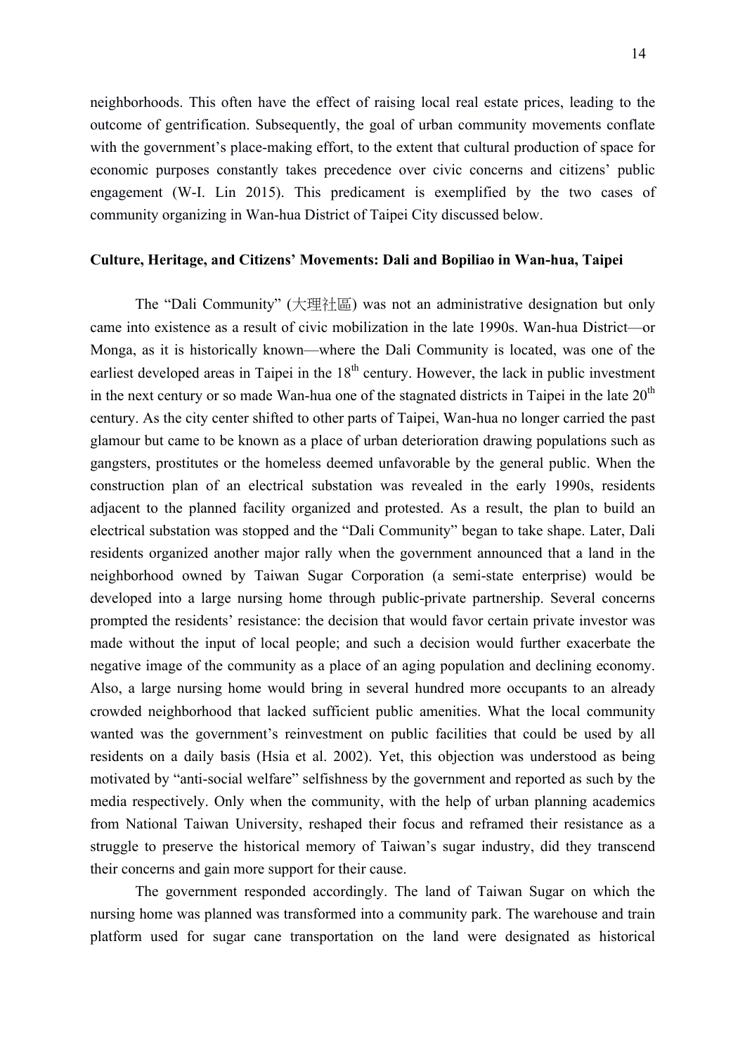neighborhoods. This often have the effect of raising local real estate prices, leading to the outcome of gentrification. Subsequently, the goal of urban community movements conflate with the government's place-making effort, to the extent that cultural production of space for economic purposes constantly takes precedence over civic concerns and citizens' public engagement (W-I. Lin 2015). This predicament is exemplified by the two cases of community organizing in Wan-hua District of Taipei City discussed below.

**Culture, Heritage, and Citizens' Movements: Dali and Bopiliao in Wan-hua, Taipei**

The "Dali Community" (大理社區) was not an administrative designation but only came into existence as a result of civic mobilization in the late 1990s. Wan-hua District—or Monga, as it is historically known—where the Dali Community is located, was one of the earliest developed areas in Taipei in the 18th century. However, the lack in public investment in the next century or so made Wan-hua one of the stagnated districts in Taipei in the late 20th century. As the city center shifted to other parts of Taipei, Wan-hua no longer carried the past glamour but came to be known as a place of urban deterioration drawing populations such as gangsters, prostitutes or the homeless deemed unfavorable by the general public. When the construction plan of an electrical substation was revealed in the early 1990s, residents adjacent to the planned facility organized and protested. As a result, the plan to build an electrical substation was stopped and the "Dali Community" began to take shape. Later, Dali residents organized another major rally when the government announced that a land in the neighborhood owned by Taiwan Sugar Corporation (a semi-state enterprise) would be developed into a large nursing home through public-private partnership. Several concerns prompted the residents' resistance: the decision that would favor certain private investor was made without the input of local people; and such a decision would further exacerbate the negative image of the community as a place of an aging population and declining economy. Also, a large nursing home would bring in several hundred more occupants to an already crowded neighborhood that lacked sufficient public amenities. What the local community wanted was the government's reinvestment on public facilities that could be used by all residents on a daily basis (Hsia et al. 2002). Yet, this objection was understood as being motivated by "anti-social welfare" selfishness by the government and reported as such by the media respectively. Only when the community, with the help of urban planning academics from National Taiwan University, reshaped their focus and reframed their resistance as a struggle to preserve the historical memory of Taiwan's sugar industry, did they transcend their concerns and gain more support for their cause.

The government responded accordingly. The land of Taiwan Sugar on which the nursing home was planned was transformed into a community park. The warehouse and train platform used for sugar cane transportation on the land were designated as historical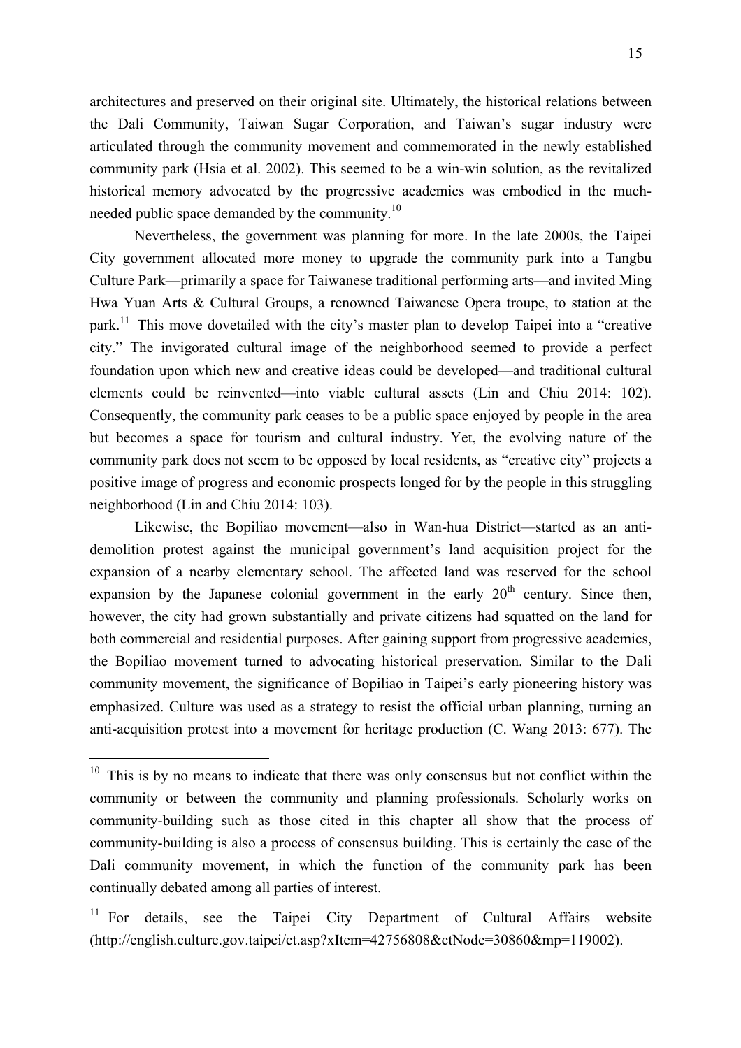architectures and preserved on their original site. Ultimately, the historical relations between the Dali Community, Taiwan Sugar Corporation, and Taiwan's sugar industry were articulated through the community movement and commemorated in the newly established community park (Hsia et al. 2002). This seemed to be a win-win solution, as the revitalized historical memory advocated by the progressive academics was embodied in the much-needed public space demanded by the community.[10]

Nevertheless, the government was planning for more. In the late 2000s, the Taipei City government allocated more money to upgrade the community park into a Tangbu Culture Park—primarily a space for Taiwanese traditional performing arts—and invited Ming Hwa Yuan Arts & Cultural Groups, a renowned Taiwanese Opera troupe, to station at the park.[11] This move dovetailed with the city's master plan to develop Taipei into a "creative city." The invigorated cultural image of the neighborhood seemed to provide a perfect foundation upon which new and creative ideas could be developed—and traditional cultural elements could be reinvented—into viable cultural assets (Lin and Chiu 2014: 102). Consequently, the community park ceases to be a public space enjoyed by people in the area but becomes a space for tourism and cultural industry. Yet, the evolving nature of the community park does not seem to be opposed by local residents, as "creative city" projects a positive image of progress and economic prospects longed for by the people in this struggling neighborhood (Lin and Chiu 2014: 103).

Likewise, the Bopiliao movement—also in Wan-hua District—started as an anti-demolition protest against the municipal government's land acquisition project for the expansion of a nearby elementary school. The affected land was reserved for the school expansion by the Japanese colonial government in the early 20th century. Since then, however, the city had grown substantially and private citizens had squatted on the land for both commercial and residential purposes. After gaining support from progressive academics, the Bopiliao movement turned to advocating historical preservation. Similar to the Dali community movement, the significance of Bopiliao in Taipei's early pioneering history was emphasized. Culture was used as a strategy to resist the official urban planning, turning an anti-acquisition protest into a movement for heritage production (C. Wang 2013: 677). The

---

[10] This is by no means to indicate that there was only consensus but not conflict within the community or between the community and planning professionals. Scholarly works on community-building such as those cited in this chapter all show that the process of community-building is also a process of consensus building. This is certainly the case of the Dali community movement, in which the function of the community park has been continually debated among all parties of interest.

[11] For details, see the Taipei City Department of Cultural Affairs website (http://english.culture.gov.taipei/ct.asp?xItem=42756808&ctNode=30860&mp=119002).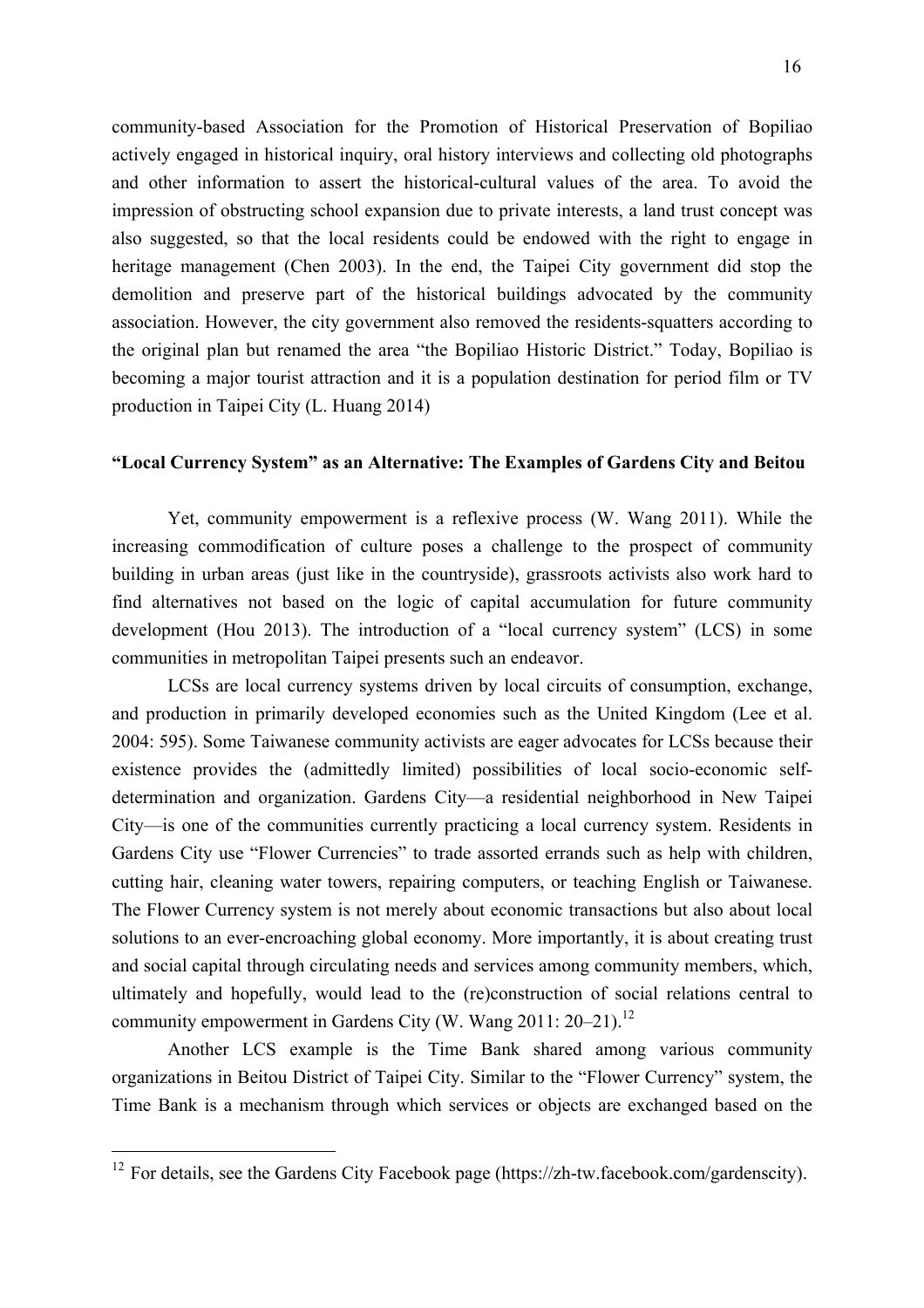community-based Association for the Promotion of Historical Preservation of Bopiliao actively engaged in historical inquiry, oral history interviews and collecting old photographs and other information to assert the historical-cultural values of the area. To avoid the impression of obstructing school expansion due to private interests, a land trust concept was also suggested, so that the local residents could be endowed with the right to engage in heritage management (Chen 2003). In the end, the Taipei City government did stop the demolition and preserve part of the historical buildings advocated by the community association. However, the city government also removed the residents-squatters according to the original plan but renamed the area "the Bopiliao Historic District." Today, Bopiliao is becoming a major tourist attraction and it is a population destination for period film or TV production in Taipei City (L. Huang 2014)

### "Local Currency System" as an Alternative: The Examples of Gardens City and Beitou

Yet, community empowerment is a reflexive process (W. Wang 2011). While the increasing commodification of culture poses a challenge to the prospect of community building in urban areas (just like in the countryside), grassroots activists also work hard to find alternatives not based on the logic of capital accumulation for future community development (Hou 2013). The introduction of a "local currency system" (LCS) in some communities in metropolitan Taipei presents such an endeavor.

LCSs are local currency systems driven by local circuits of consumption, exchange, and production in primarily developed economies such as the United Kingdom (Lee et al. 2004: 595). Some Taiwanese community activists are eager advocates for LCSs because their existence provides the (admittedly limited) possibilities of local socio-economic self-determination and organization. Gardens City—a residential neighborhood in New Taipei City—is one of the communities currently practicing a local currency system. Residents in Gardens City use "Flower Currencies" to trade assorted errands such as help with children, cutting hair, cleaning water towers, repairing computers, or teaching English or Taiwanese. The Flower Currency system is not merely about economic transactions but also about local solutions to an ever-encroaching global economy. More importantly, it is about creating trust and social capital through circulating needs and services among community members, which, ultimately and hopefully, would lead to the (re)construction of social relations central to community empowerment in Gardens City (W. Wang 2011: 20–21).[12]

Another LCS example is the Time Bank shared among various community organizations in Beitou District of Taipei City. Similar to the "Flower Currency" system, the Time Bank is a mechanism through which services or objects are exchanged based on the

[12] For details, see the Gardens City Facebook page (https://zh-tw.facebook.com/gardenscity).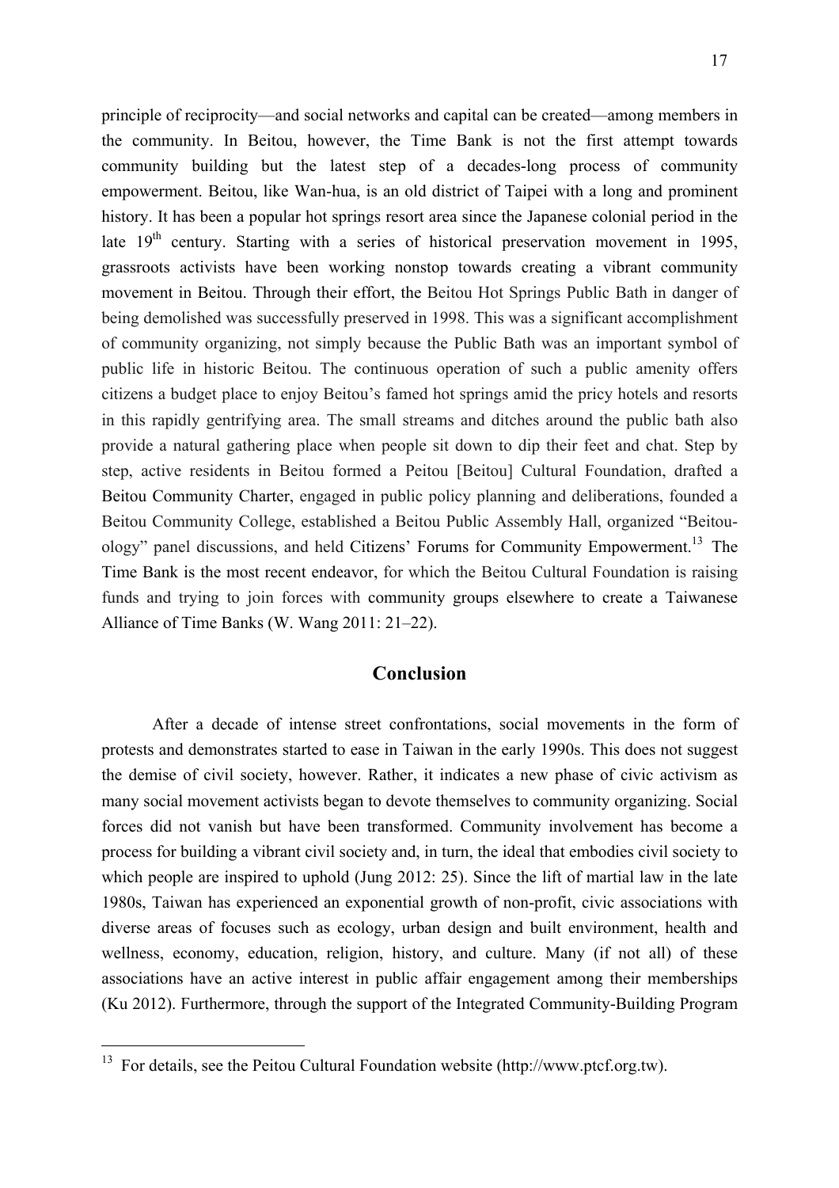principle of reciprocity—and social networks and capital can be created—among members in the community. In Beitou, however, the Time Bank is not the first attempt towards community building but the latest step of a decades-long process of community empowerment. Beitou, like Wan-hua, is an old district of Taipei with a long and prominent history. It has been a popular hot springs resort area since the Japanese colonial period in the late 19th century. Starting with a series of historical preservation movement in 1995, grassroots activists have been working nonstop towards creating a vibrant community movement in Beitou. Through their effort, the Beitou Hot Springs Public Bath in danger of being demolished was successfully preserved in 1998. This was a significant accomplishment of community organizing, not simply because the Public Bath was an important symbol of public life in historic Beitou. The continuous operation of such a public amenity offers citizens a budget place to enjoy Beitou's famed hot springs amid the pricy hotels and resorts in this rapidly gentrifying area. The small streams and ditches around the public bath also provide a natural gathering place when people sit down to dip their feet and chat. Step by step, active residents in Beitou formed a Peitou [Beitou] Cultural Foundation, drafted a Beitou Community Charter, engaged in public policy planning and deliberations, founded a Beitou Community College, established a Beitou Public Assembly Hall, organized "Beitou-ology" panel discussions, and held Citizens' Forums for Community Empowerment.[13] The Time Bank is the most recent endeavor, for which the Beitou Cultural Foundation is raising funds and trying to join forces with community groups elsewhere to create a Taiwanese Alliance of Time Banks (W. Wang 2011: 21–22).

## Conclusion

After a decade of intense street confrontations, social movements in the form of protests and demonstrates started to ease in Taiwan in the early 1990s. This does not suggest the demise of civil society, however. Rather, it indicates a new phase of civic activism as many social movement activists began to devote themselves to community organizing. Social forces did not vanish but have been transformed. Community involvement has become a process for building a vibrant civil society and, in turn, the ideal that embodies civil society to which people are inspired to uphold (Jung 2012: 25). Since the lift of martial law in the late 1980s, Taiwan has experienced an exponential growth of non-profit, civic associations with diverse areas of focuses such as ecology, urban design and built environment, health and wellness, economy, education, religion, history, and culture. Many (if not all) of these associations have an active interest in public affair engagement among their memberships (Ku 2012). Furthermore, through the support of the Integrated Community-Building Program

[13] For details, see the Peitou Cultural Foundation website (http://www.ptcf.org.tw).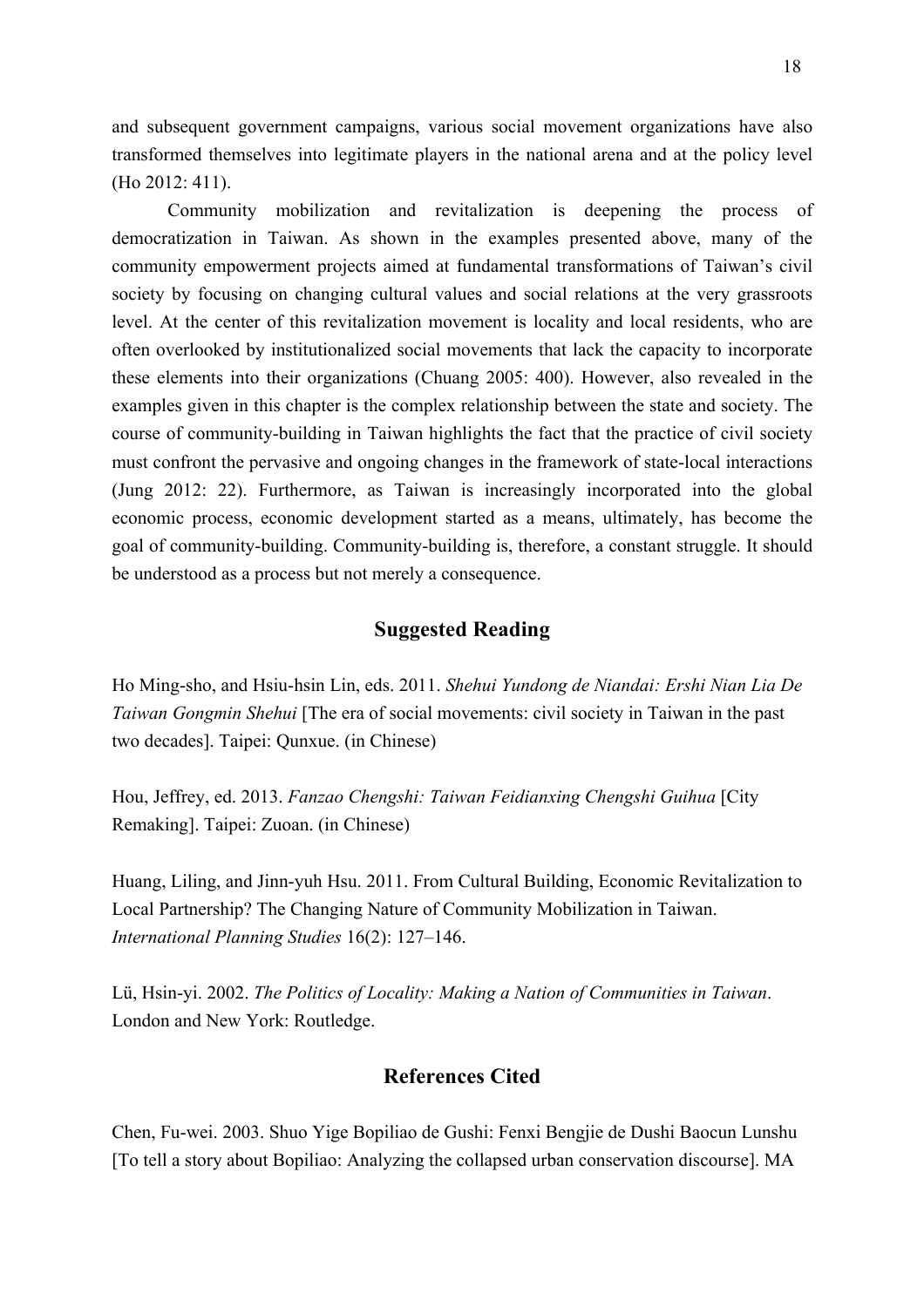and subsequent government campaigns, various social movement organizations have also transformed themselves into legitimate players in the national arena and at the policy level (Ho 2012: 411).

Community mobilization and revitalization is deepening the process of democratization in Taiwan. As shown in the examples presented above, many of the community empowerment projects aimed at fundamental transformations of Taiwan's civil society by focusing on changing cultural values and social relations at the very grassroots level. At the center of this revitalization movement is locality and local residents, who are often overlooked by institutionalized social movements that lack the capacity to incorporate these elements into their organizations (Chuang 2005: 400). However, also revealed in the examples given in this chapter is the complex relationship between the state and society. The course of community-building in Taiwan highlights the fact that the practice of civil society must confront the pervasive and ongoing changes in the framework of state-local interactions (Jung 2012: 22). Furthermore, as Taiwan is increasingly incorporated into the global economic process, economic development started as a means, ultimately, has become the goal of community-building. Community-building is, therefore, a constant struggle. It should be understood as a process but not merely a consequence.

## Suggested Reading

Ho Ming-sho, and Hsiu-hsin Lin, eds. 2011. *Shehui Yundong de Niandai: Ershi Nian Lia De Taiwan Gongmin Shehui* [The era of social movements: civil society in Taiwan in the past two decades]. Taipei: Qunxue. (in Chinese)

Hou, Jeffrey, ed. 2013. *Fanzao Chengshi: Taiwan Feidianxing Chengshi Guihua* [City Remaking]. Taipei: Zuoan. (in Chinese)

Huang, Liling, and Jinn-yuh Hsu. 2011. From Cultural Building, Economic Revitalization to Local Partnership? The Changing Nature of Community Mobilization in Taiwan. *International Planning Studies* 16(2): 127–146.

Lü, Hsin-yi. 2002. *The Politics of Locality: Making a Nation of Communities in Taiwan*. London and New York: Routledge.

## References Cited

Chen, Fu-wei. 2003. Shuo Yige Bopiliao de Gushi: Fenxi Bengjie de Dushi Baocun Lunshu [To tell a story about Bopiliao: Analyzing the collapsed urban conservation discourse]. MA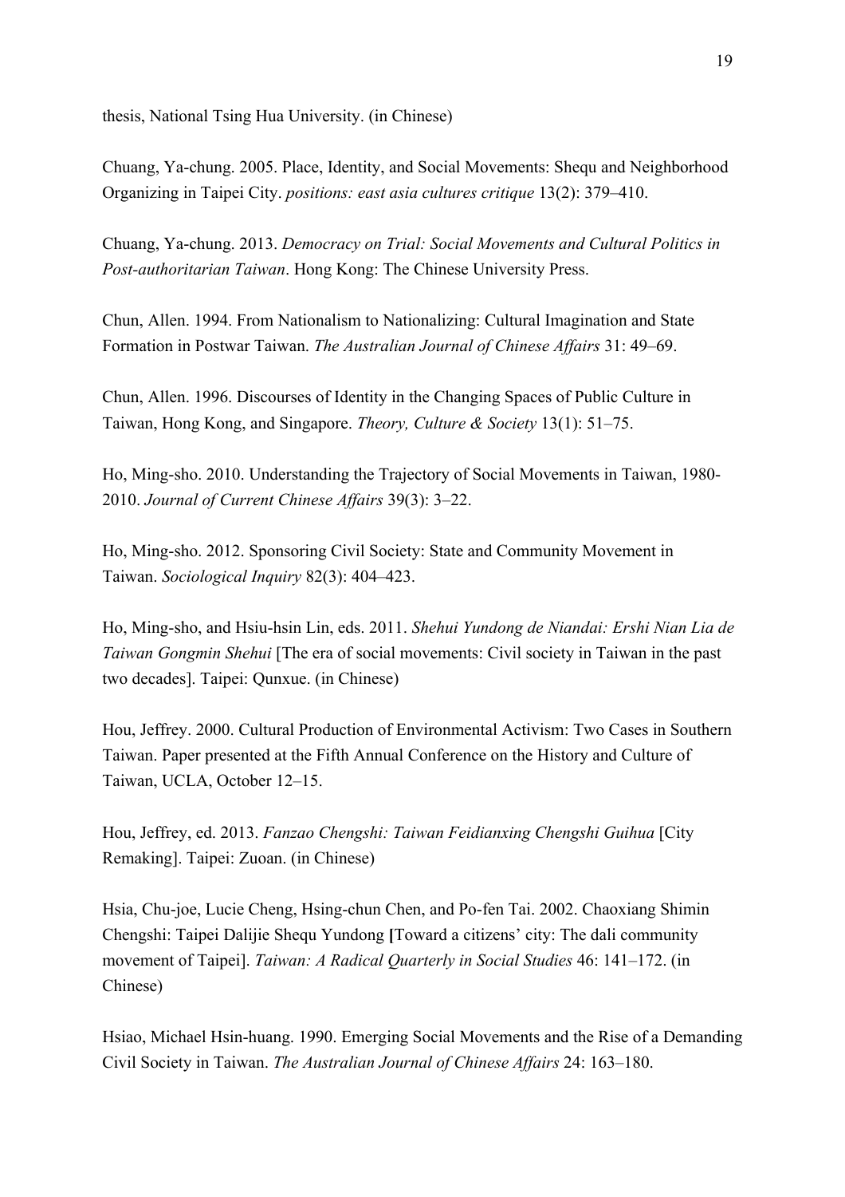thesis, National Tsing Hua University. (in Chinese)

Chuang, Ya-chung. 2005. Place, Identity, and Social Movements: Shequ and Neighborhood Organizing in Taipei City. *positions: east asia cultures critique* 13(2): 379–410.

Chuang, Ya-chung. 2013. *Democracy on Trial: Social Movements and Cultural Politics in Post-authoritarian Taiwan*. Hong Kong: The Chinese University Press.

Chun, Allen. 1994. From Nationalism to Nationalizing: Cultural Imagination and State Formation in Postwar Taiwan. *The Australian Journal of Chinese Affairs* 31: 49–69.

Chun, Allen. 1996. Discourses of Identity in the Changing Spaces of Public Culture in Taiwan, Hong Kong, and Singapore. *Theory, Culture & Society* 13(1): 51–75.

Ho, Ming-sho. 2010. Understanding the Trajectory of Social Movements in Taiwan, 1980-2010. *Journal of Current Chinese Affairs* 39(3): 3–22.

Ho, Ming-sho. 2012. Sponsoring Civil Society: State and Community Movement in Taiwan. *Sociological Inquiry* 82(3): 404–423.

Ho, Ming-sho, and Hsiu-hsin Lin, eds. 2011. *Shehui Yundong de Niandai: Ershi Nian Lia de Taiwan Gongmin Shehui* [The era of social movements: Civil society in Taiwan in the past two decades]. Taipei: Qunxue. (in Chinese)

Hou, Jeffrey. 2000. Cultural Production of Environmental Activism: Two Cases in Southern Taiwan. Paper presented at the Fifth Annual Conference on the History and Culture of Taiwan, UCLA, October 12–15.

Hou, Jeffrey, ed. 2013. *Fanzao Chengshi: Taiwan Feidianxing Chengshi Guihua* [City Remaking]. Taipei: Zuoan. (in Chinese)

Hsia, Chu-joe, Lucie Cheng, Hsing-chun Chen, and Po-fen Tai. 2002. Chaoxiang Shimin Chengshi: Taipei Dalijie Shequ Yundong [Toward a citizens' city: The dali community movement of Taipei]. *Taiwan: A Radical Quarterly in Social Studies* 46: 141–172. (in Chinese)

Hsiao, Michael Hsin-huang. 1990. Emerging Social Movements and the Rise of a Demanding Civil Society in Taiwan. *The Australian Journal of Chinese Affairs* 24: 163–180.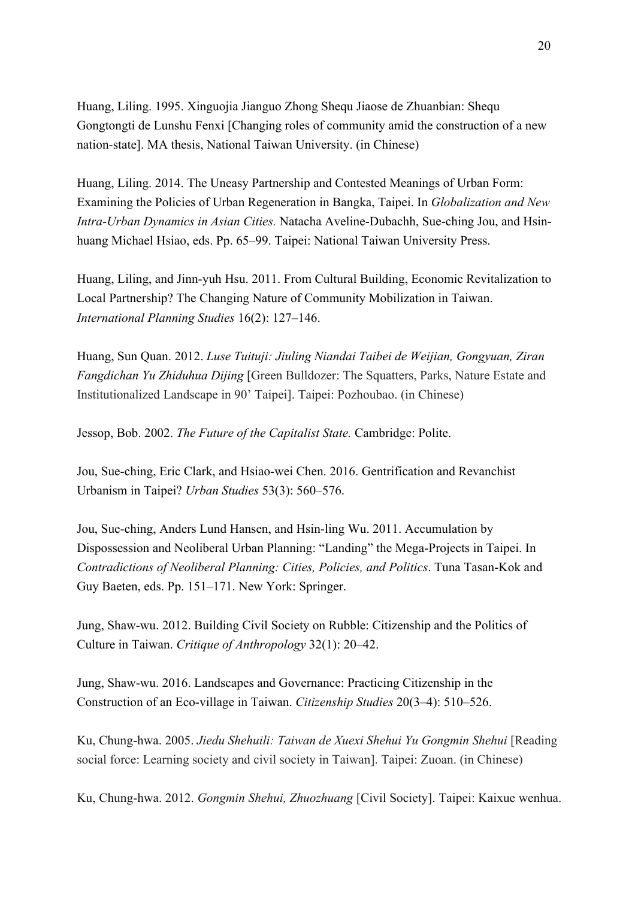Huang, Liling. 1995. Xinguojia Jianguo Zhong Shequ Jiaose de Zhuanbian: Shequ Gongtongti de Lunshu Fenxi [Changing roles of community amid the construction of a new nation-state]. MA thesis, National Taiwan University. (in Chinese)

Huang, Liling. 2014. The Uneasy Partnership and Contested Meanings of Urban Form: Examining the Policies of Urban Regeneration in Bangka, Taipei. In *Globalization and New Intra-Urban Dynamics in Asian Cities.* Natacha Aveline-Dubachh, Sue-ching Jou, and Hsin-huang Michael Hsiao, eds. Pp. 65–99. Taipei: National Taiwan University Press.

Huang, Liling, and Jinn-yuh Hsu. 2011. From Cultural Building, Economic Revitalization to Local Partnership? The Changing Nature of Community Mobilization in Taiwan. *International Planning Studies* 16(2): 127–146.

Huang, Sun Quan. 2012. *Luse Tuituji: Jiuling Niandai Taibei de Weijian, Gongyuan, Ziran Fangdichan Yu Zhiduhua Dijing* [Green Bulldozer: The Squatters, Parks, Nature Estate and Institutionalized Landscape in 90' Taipei]. Taipei: Pozhoubao. (in Chinese)

Jessop, Bob. 2002. *The Future of the Capitalist State.* Cambridge: Polite.

Jou, Sue-ching, Eric Clark, and Hsiao-wei Chen. 2016. Gentrification and Revanchist Urbanism in Taipei? *Urban Studies* 53(3): 560–576.

Jou, Sue-ching, Anders Lund Hansen, and Hsin-ling Wu. 2011. Accumulation by Dispossession and Neoliberal Urban Planning: "Landing" the Mega-Projects in Taipei. In *Contradictions of Neoliberal Planning: Cities, Policies, and Politics*. Tuna Tasan-Kok and Guy Baeten, eds. Pp. 151–171. New York: Springer.

Jung, Shaw-wu. 2012. Building Civil Society on Rubble: Citizenship and the Politics of Culture in Taiwan. *Critique of Anthropology* 32(1): 20–42.

Jung, Shaw-wu. 2016. Landscapes and Governance: Practicing Citizenship in the Construction of an Eco-village in Taiwan. *Citizenship Studies* 20(3–4): 510–526.

Ku, Chung-hwa. 2005. *Jiedu Shehuili: Taiwan de Xuexi Shehui Yu Gongmin Shehui* [Reading social force: Learning society and civil society in Taiwan]. Taipei: Zuoan. (in Chinese)

Ku, Chung-hwa. 2012. *Gongmin Shehui, Zhuozhuang* [Civil Society]. Taipei: Kaixue wenhua.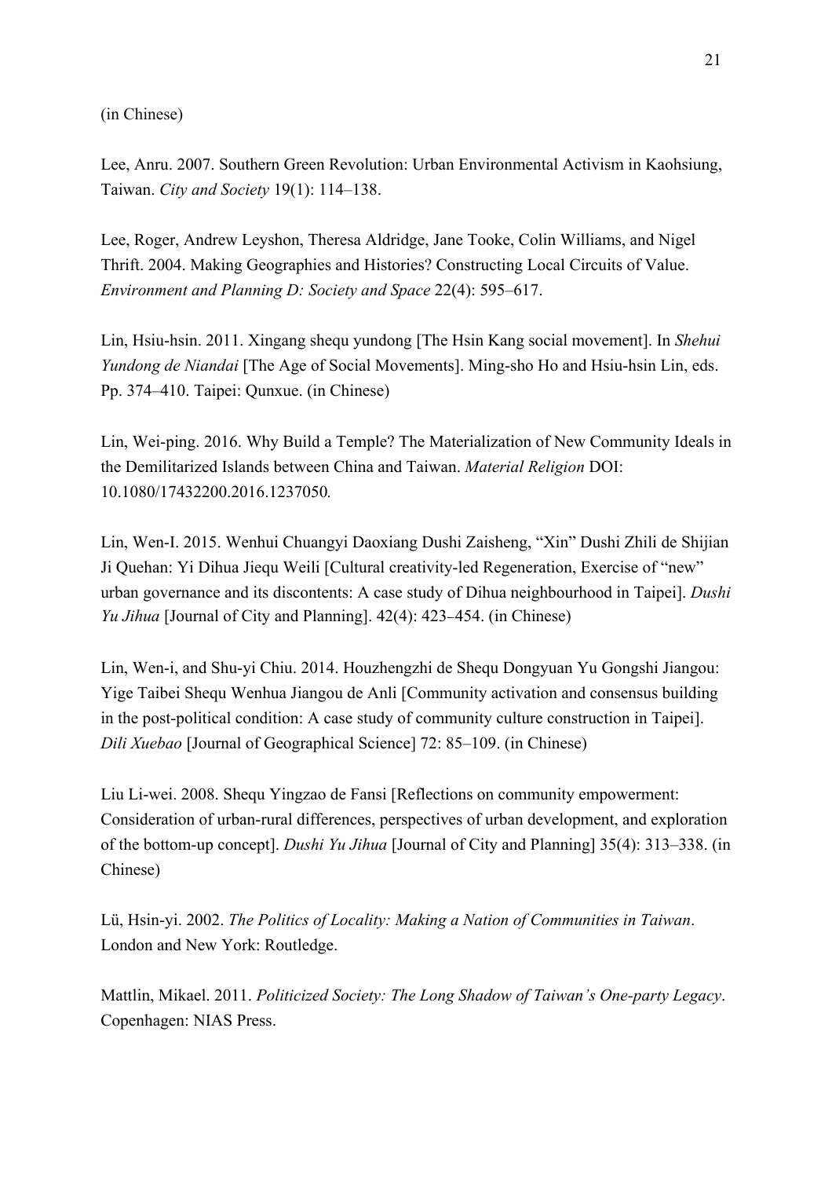(in Chinese)

Lee, Anru. 2007. Southern Green Revolution: Urban Environmental Activism in Kaohsiung, Taiwan. *City and Society* 19(1): 114–138.

Lee, Roger, Andrew Leyshon, Theresa Aldridge, Jane Tooke, Colin Williams, and Nigel Thrift. 2004. Making Geographies and Histories? Constructing Local Circuits of Value. *Environment and Planning D: Society and Space* 22(4): 595–617.

Lin, Hsiu-hsin. 2011. Xingang shequ yundong [The Hsin Kang social movement]. In *Shehui Yundong de Niandai* [The Age of Social Movements]. Ming-sho Ho and Hsiu-hsin Lin, eds. Pp. 374–410. Taipei: Qunxue. (in Chinese)

Lin, Wei-ping. 2016. Why Build a Temple? The Materialization of New Community Ideals in the Demilitarized Islands between China and Taiwan. *Material Religion* DOI: 10.1080/17432200.2016.1237050.

Lin, Wen-I. 2015. Wenhui Chuangyi Daoxiang Dushi Zaisheng, "Xin" Dushi Zhili de Shijian Ji Quehan: Yi Dihua Jiequ Weili [Cultural creativity-led Regeneration, Exercise of "new" urban governance and its discontents: A case study of Dihua neighbourhood in Taipei]. *Dushi Yu Jihua* [Journal of City and Planning]. 42(4): 423–454. (in Chinese)

Lin, Wen-i, and Shu-yi Chiu. 2014. Houzhengzhi de Shequ Dongyuan Yu Gongshi Jiangou: Yige Taibei Shequ Wenhua Jiangou de Anli [Community activation and consensus building in the post-political condition: A case study of community culture construction in Taipei]. *Dili Xuebao* [Journal of Geographical Science] 72: 85–109. (in Chinese)

Liu Li-wei. 2008. Shequ Yingzao de Fansi [Reflections on community empowerment: Consideration of urban-rural differences, perspectives of urban development, and exploration of the bottom-up concept]. *Dushi Yu Jihua* [Journal of City and Planning] 35(4): 313–338. (in Chinese)

Lü, Hsin-yi. 2002. *The Politics of Locality: Making a Nation of Communities in Taiwan*. London and New York: Routledge.

Mattlin, Mikael. 2011. *Politicized Society: The Long Shadow of Taiwan's One-party Legacy*. Copenhagen: NIAS Press.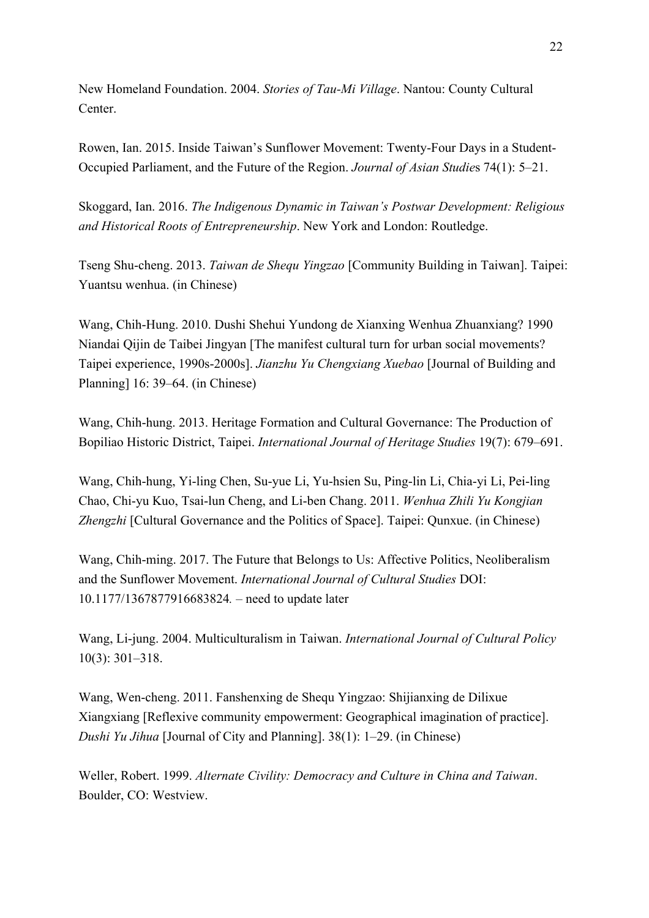New Homeland Foundation. 2004. *Stories of Tau-Mi Village*. Nantou: County Cultural Center.

Rowen, Ian. 2015. Inside Taiwan's Sunflower Movement: Twenty-Four Days in a Student-Occupied Parliament, and the Future of the Region. *Journal of Asian Studie*s 74(1): 5–21.

Skoggard, Ian. 2016. *The Indigenous Dynamic in Taiwan's Postwar Development: Religious and Historical Roots of Entrepreneurship*. New York and London: Routledge.

Tseng Shu-cheng. 2013. *Taiwan de Shequ Yingzao* [Community Building in Taiwan]. Taipei: Yuantsu wenhua. (in Chinese)

Wang, Chih-Hung. 2010. Dushi Shehui Yundong de Xianxing Wenhua Zhuanxiang? 1990 Niandai Qijin de Taibei Jingyan [The manifest cultural turn for urban social movements? Taipei experience, 1990s-2000s]. *Jianzhu Yu Chengxiang Xuebao* [Journal of Building and Planning] 16: 39–64. (in Chinese)

Wang, Chih-hung. 2013. Heritage Formation and Cultural Governance: The Production of Bopiliao Historic District, Taipei. *International Journal of Heritage Studies* 19(7): 679–691.

Wang, Chih-hung, Yi-ling Chen, Su-yue Li, Yu-hsien Su, Ping-lin Li, Chia-yi Li, Pei-ling Chao, Chi-yu Kuo, Tsai-lun Cheng, and Li-ben Chang. 2011. *Wenhua Zhili Yu Kongjian Zhengzhi* [Cultural Governance and the Politics of Space]. Taipei: Qunxue. (in Chinese)

Wang, Chih-ming. 2017. The Future that Belongs to Us: Affective Politics, Neoliberalism and the Sunflower Movement. *International Journal of Cultural Studies* DOI: 10.1177/1367877916683824*.* – need to update later

Wang, Li-jung. 2004. Multiculturalism in Taiwan. *International Journal of Cultural Policy* 10(3): 301–318.

Wang, Wen-cheng. 2011. Fanshenxing de Shequ Yingzao: Shijianxing de Dilixue Xiangxiang [Reflexive community empowerment: Geographical imagination of practice]. *Dushi Yu Jihua* [Journal of City and Planning]. 38(1): 1–29. (in Chinese)

Weller, Robert. 1999. *Alternate Civility: Democracy and Culture in China and Taiwan*. Boulder, CO: Westview.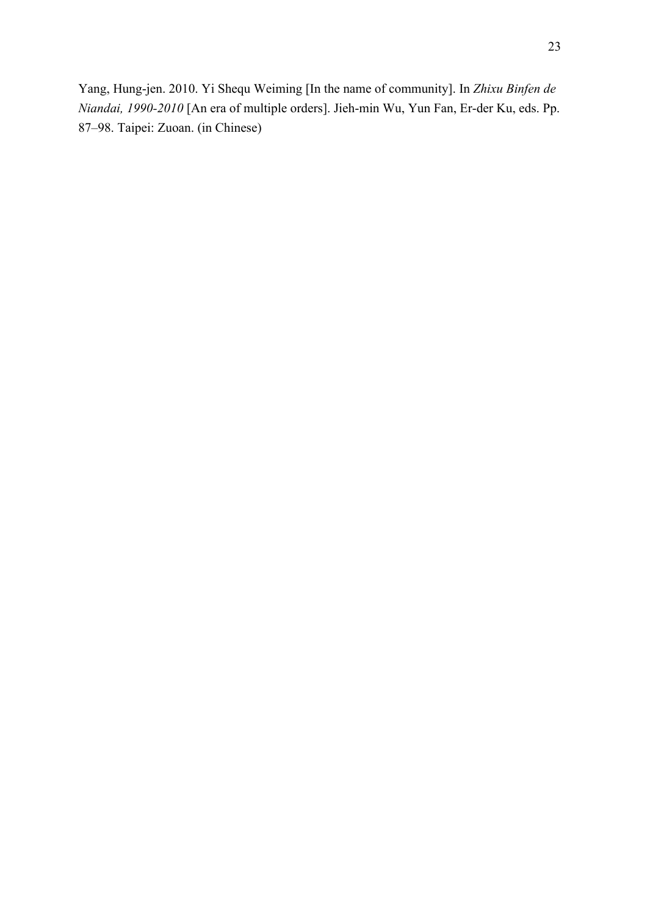Yang, Hung-jen. 2010. Yi Shequ Weiming [In the name of community]. In *Zhixu Binfen de Niandai, 1990-2010* [An era of multiple orders]. Jieh-min Wu, Yun Fan, Er-der Ku, eds. Pp. 87–98. Taipei: Zuoan. (in Chinese)